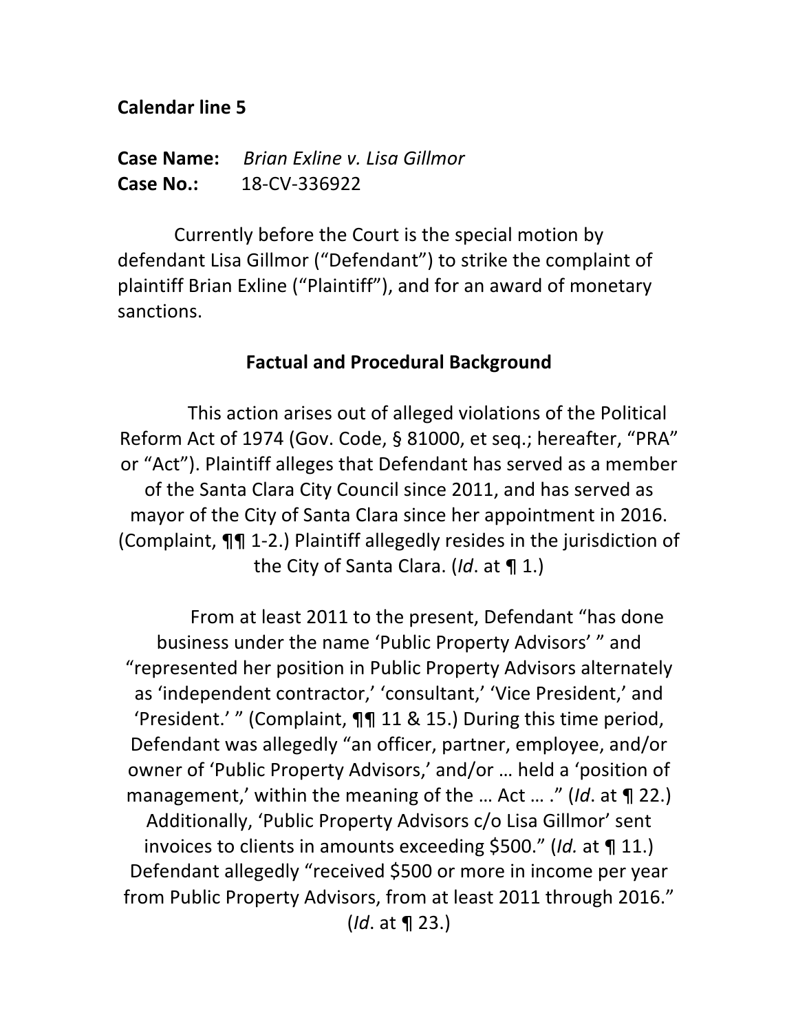**Calendar line 5**

**Case Name:** *Brian Exline v. Lisa Gillmor*
**Case No.:** 18-CV-336922

Currently before the Court is the special motion by defendant Lisa Gillmor ("Defendant") to strike the complaint of plaintiff Brian Exline ("Plaintiff"), and for an award of monetary sanctions.

**Factual and Procedural Background**

This action arises out of alleged violations of the Political Reform Act of 1974 (Gov. Code, § 81000, et seq.; hereafter, "PRA" or "Act"). Plaintiff alleges that Defendant has served as a member of the Santa Clara City Council since 2011, and has served as mayor of the City of Santa Clara since her appointment in 2016. (Complaint, ¶¶ 1-2.) Plaintiff allegedly resides in the jurisdiction of the City of Santa Clara. (*Id*. at ¶ 1.)

From at least 2011 to the present, Defendant "has done business under the name 'Public Property Advisors' " and "represented her position in Public Property Advisors alternately as 'independent contractor,' 'consultant,' 'Vice President,' and 'President.' " (Complaint, ¶¶ 11 & 15.) During this time period, Defendant was allegedly "an officer, partner, employee, and/or owner of 'Public Property Advisors,' and/or … held a 'position of management,' within the meaning of the … Act … ." (*Id*. at ¶ 22.) Additionally, 'Public Property Advisors c/o Lisa Gillmor' sent invoices to clients in amounts exceeding $500." (*Id.* at ¶ 11.) Defendant allegedly "received $500 or more in income per year from Public Property Advisors, from at least 2011 through 2016." (*Id*. at ¶ 23.)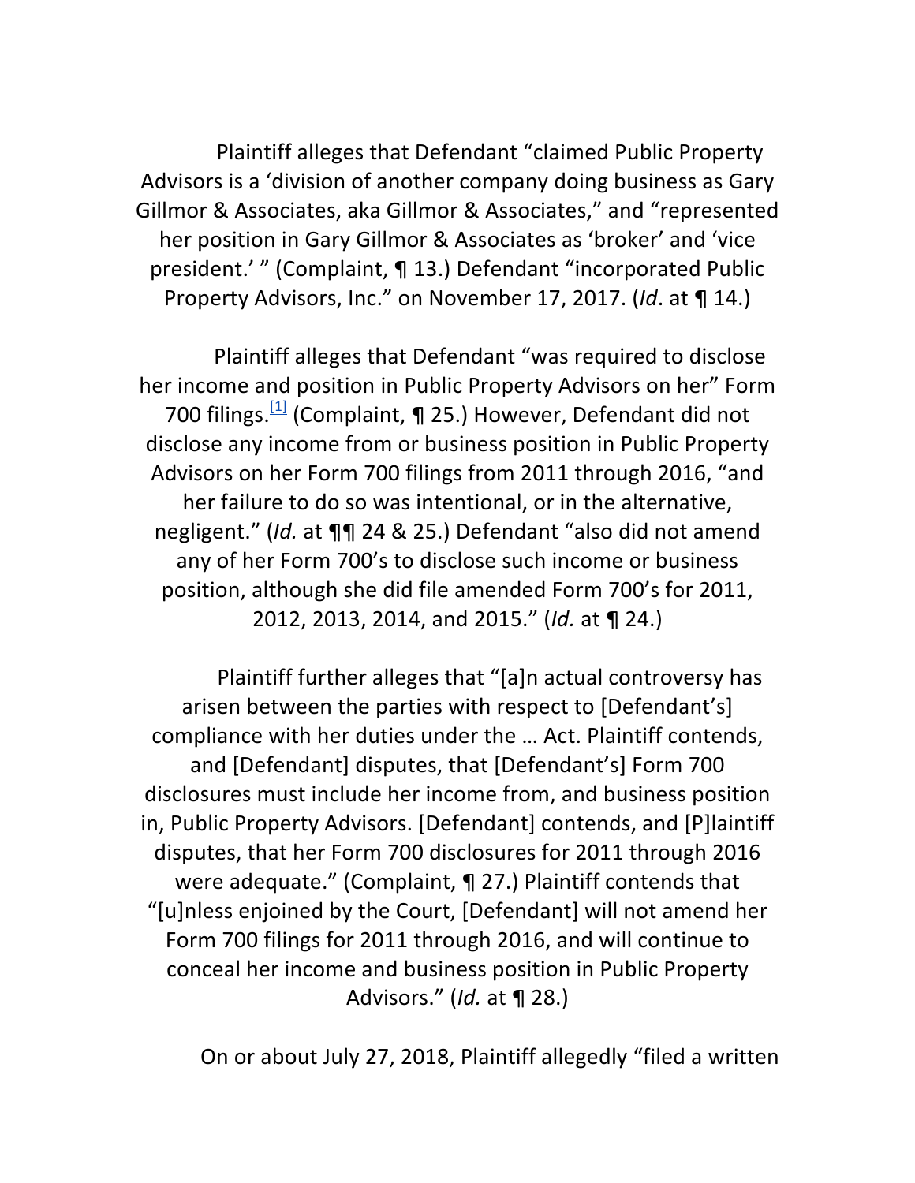Plaintiff alleges that Defendant "claimed Public Property Advisors is a 'division of another company doing business as Gary Gillmor & Associates, aka Gillmor & Associates," and "represented her position in Gary Gillmor & Associates as 'broker' and 'vice president.' " (Complaint, ¶ 13.) Defendant "incorporated Public Property Advisors, Inc." on November 17, 2017. (*Id*. at ¶ 14.)

Plaintiff alleges that Defendant "was required to disclose her income and position in Public Property Advisors on her" Form 700 filings.[1] (Complaint, ¶ 25.) However, Defendant did not disclose any income from or business position in Public Property Advisors on her Form 700 filings from 2011 through 2016, "and her failure to do so was intentional, or in the alternative, negligent." (*Id.* at ¶¶ 24 & 25.) Defendant "also did not amend any of her Form 700's to disclose such income or business position, although she did file amended Form 700's for 2011, 2012, 2013, 2014, and 2015." (*Id.* at ¶ 24.)

Plaintiff further alleges that "[a]n actual controversy has arisen between the parties with respect to [Defendant's] compliance with her duties under the … Act. Plaintiff contends, and [Defendant] disputes, that [Defendant's] Form 700 disclosures must include her income from, and business position in, Public Property Advisors. [Defendant] contends, and [P]laintiff disputes, that her Form 700 disclosures for 2011 through 2016 were adequate." (Complaint, ¶ 27.) Plaintiff contends that "[u]nless enjoined by the Court, [Defendant] will not amend her Form 700 filings for 2011 through 2016, and will continue to conceal her income and business position in Public Property Advisors." (*Id.* at ¶ 28.)

On or about July 27, 2018, Plaintiff allegedly "filed a written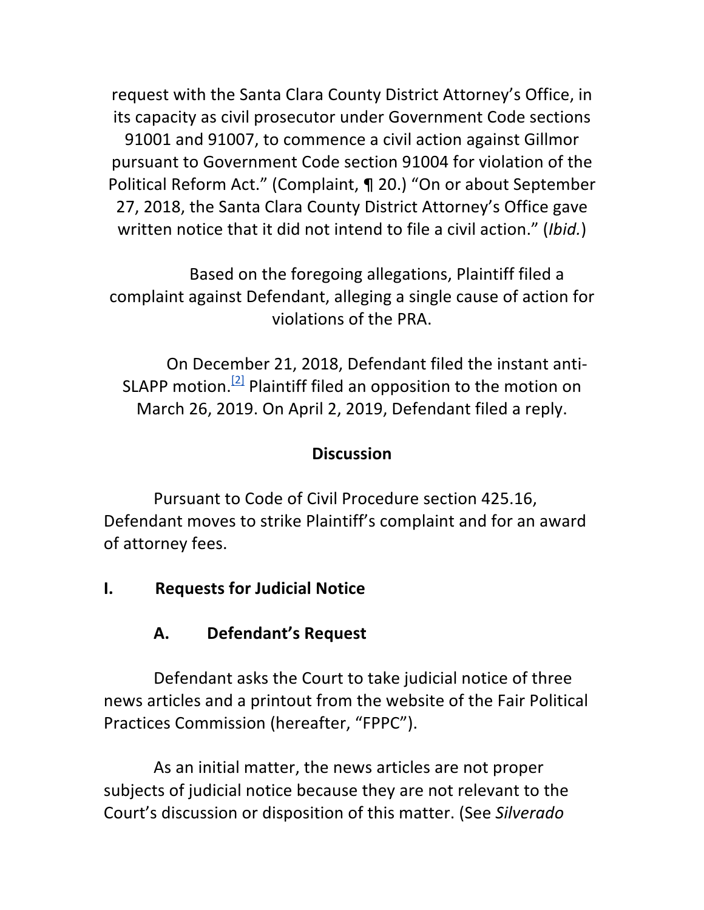request with the Santa Clara County District Attorney's Office, in its capacity as civil prosecutor under Government Code sections 91001 and 91007, to commence a civil action against Gillmor pursuant to Government Code section 91004 for violation of the Political Reform Act." (Complaint, ¶ 20.) "On or about September 27, 2018, the Santa Clara County District Attorney's Office gave written notice that it did not intend to file a civil action." (*Ibid.*)

Based on the foregoing allegations, Plaintiff filed a complaint against Defendant, alleging a single cause of action for violations of the PRA.

On December 21, 2018, Defendant filed the instant anti-SLAPP motion.[2] Plaintiff filed an opposition to the motion on March 26, 2019. On April 2, 2019, Defendant filed a reply.

## Discussion

Pursuant to Code of Civil Procedure section 425.16, Defendant moves to strike Plaintiff's complaint and for an award of attorney fees.

### I. Requests for Judicial Notice

#### A. Defendant's Request

Defendant asks the Court to take judicial notice of three news articles and a printout from the website of the Fair Political Practices Commission (hereafter, "FPPC").

As an initial matter, the news articles are not proper subjects of judicial notice because they are not relevant to the Court's discussion or disposition of this matter. (See *Silverado*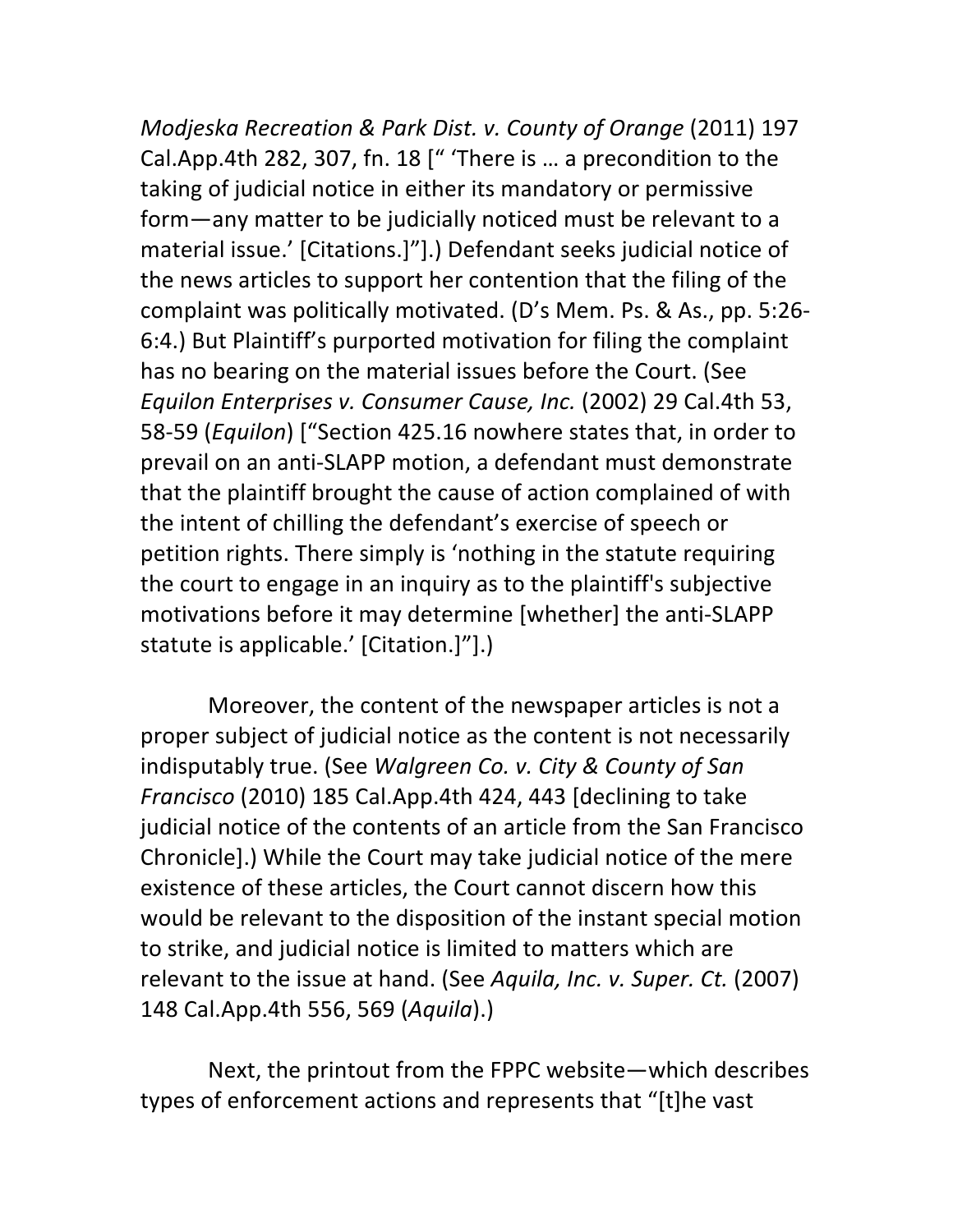*Modjeska Recreation & Park Dist. v. County of Orange* (2011) 197 Cal.App.4th 282, 307, fn. 18 [" 'There is … a precondition to the taking of judicial notice in either its mandatory or permissive form—any matter to be judicially noticed must be relevant to a material issue.' [Citations.]"].) Defendant seeks judicial notice of the news articles to support her contention that the filing of the complaint was politically motivated. (D's Mem. Ps. & As., pp. 5:26-6:4.) But Plaintiff's purported motivation for filing the complaint has no bearing on the material issues before the Court. (See *Equilon Enterprises v. Consumer Cause, Inc.* (2002) 29 Cal.4th 53, 58-59 (*Equilon*) ["Section 425.16 nowhere states that, in order to prevail on an anti-SLAPP motion, a defendant must demonstrate that the plaintiff brought the cause of action complained of with the intent of chilling the defendant's exercise of speech or petition rights. There simply is 'nothing in the statute requiring the court to engage in an inquiry as to the plaintiff's subjective motivations before it may determine [whether] the anti-SLAPP statute is applicable.' [Citation.]"].)

Moreover, the content of the newspaper articles is not a proper subject of judicial notice as the content is not necessarily indisputably true. (See *Walgreen Co. v. City & County of San Francisco* (2010) 185 Cal.App.4th 424, 443 [declining to take judicial notice of the contents of an article from the San Francisco Chronicle].) While the Court may take judicial notice of the mere existence of these articles, the Court cannot discern how this would be relevant to the disposition of the instant special motion to strike, and judicial notice is limited to matters which are relevant to the issue at hand. (See *Aquila, Inc. v. Super. Ct.* (2007) 148 Cal.App.4th 556, 569 (*Aquila*).)

Next, the printout from the FPPC website—which describes types of enforcement actions and represents that "[t]he vast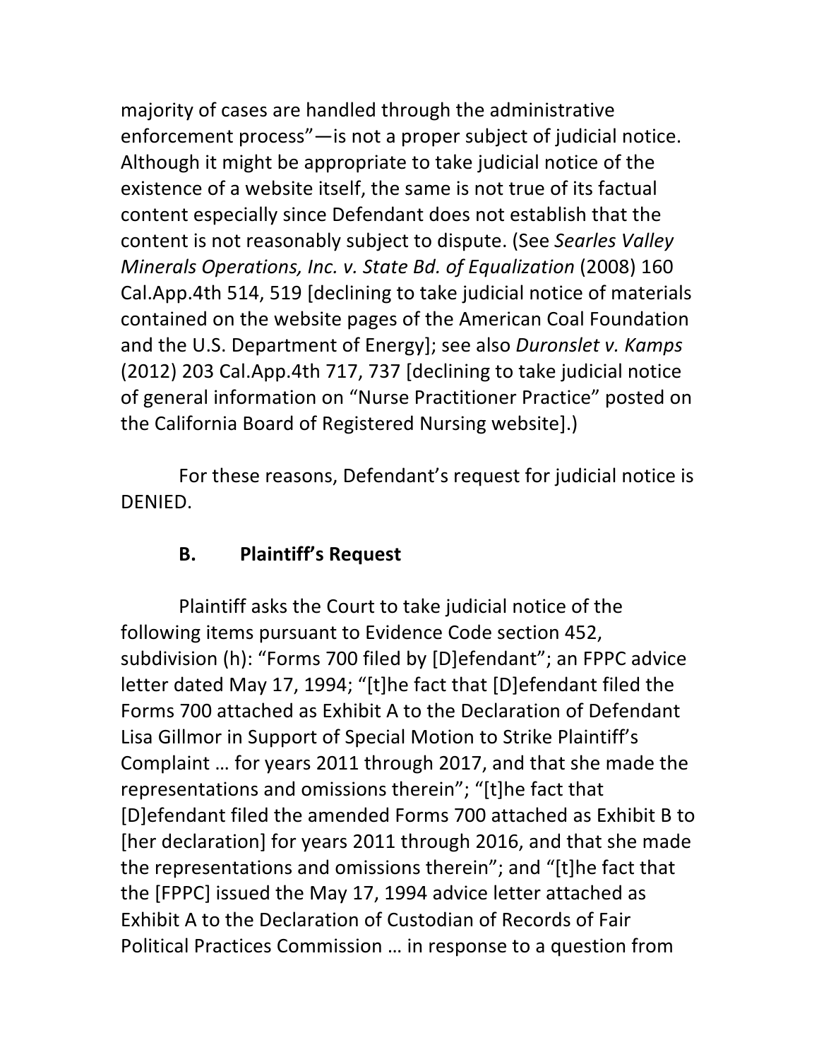majority of cases are handled through the administrative enforcement process"—is not a proper subject of judicial notice. Although it might be appropriate to take judicial notice of the existence of a website itself, the same is not true of its factual content especially since Defendant does not establish that the content is not reasonably subject to dispute. (See *Searles Valley Minerals Operations, Inc. v. State Bd. of Equalization* (2008) 160 Cal.App.4th 514, 519 [declining to take judicial notice of materials contained on the website pages of the American Coal Foundation and the U.S. Department of Energy]; see also *Duronslet v. Kamps* (2012) 203 Cal.App.4th 717, 737 [declining to take judicial notice of general information on "Nurse Practitioner Practice" posted on the California Board of Registered Nursing website].)

For these reasons, Defendant's request for judicial notice is DENIED.

### B. Plaintiff's Request

Plaintiff asks the Court to take judicial notice of the following items pursuant to Evidence Code section 452, subdivision (h): "Forms 700 filed by [D]efendant"; an FPPC advice letter dated May 17, 1994; "[t]he fact that [D]efendant filed the Forms 700 attached as Exhibit A to the Declaration of Defendant Lisa Gillmor in Support of Special Motion to Strike Plaintiff's Complaint … for years 2011 through 2017, and that she made the representations and omissions therein"; "[t]he fact that [D]efendant filed the amended Forms 700 attached as Exhibit B to [her declaration] for years 2011 through 2016, and that she made the representations and omissions therein"; and "[t]he fact that the [FPPC] issued the May 17, 1994 advice letter attached as Exhibit A to the Declaration of Custodian of Records of Fair Political Practices Commission … in response to a question from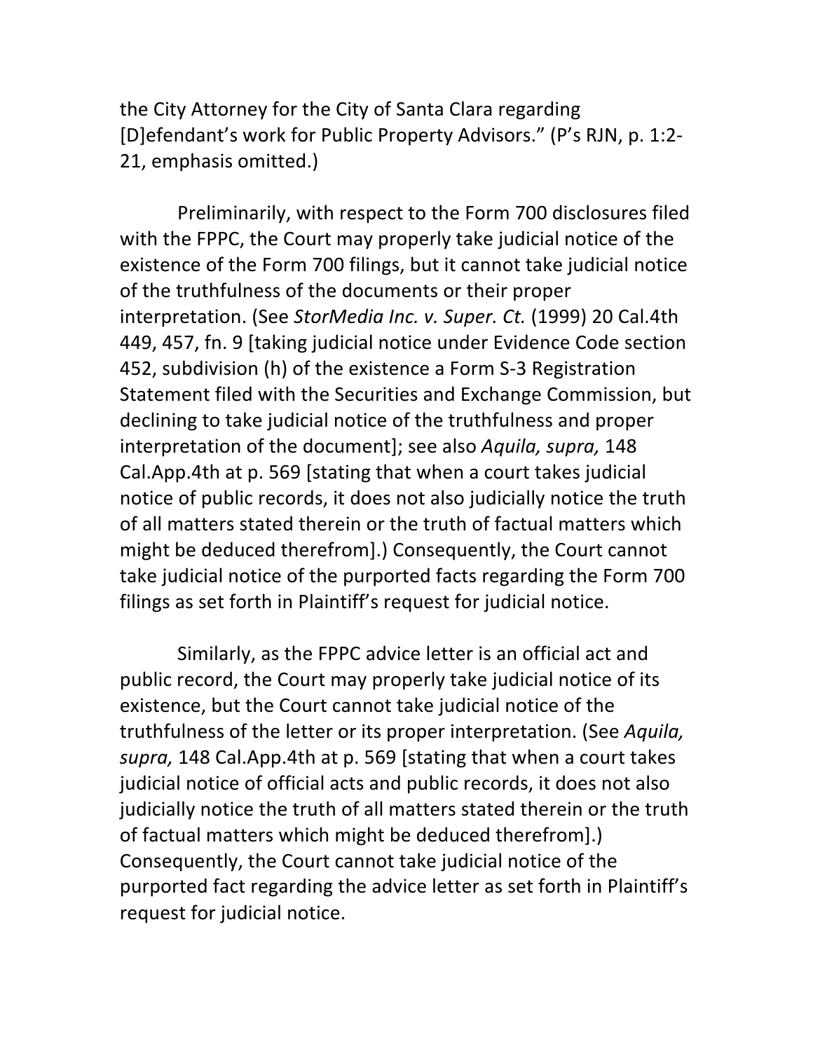the City Attorney for the City of Santa Clara regarding [D]efendant's work for Public Property Advisors." (P's RJN, p. 1:2-21, emphasis omitted.)

Preliminarily, with respect to the Form 700 disclosures filed with the FPPC, the Court may properly take judicial notice of the existence of the Form 700 filings, but it cannot take judicial notice of the truthfulness of the documents or their proper interpretation. (See *StorMedia Inc. v. Super. Ct.* (1999) 20 Cal.4th 449, 457, fn. 9 [taking judicial notice under Evidence Code section 452, subdivision (h) of the existence a Form S-3 Registration Statement filed with the Securities and Exchange Commission, but declining to take judicial notice of the truthfulness and proper interpretation of the document]; see also *Aquila, supra,* 148 Cal.App.4th at p. 569 [stating that when a court takes judicial notice of public records, it does not also judicially notice the truth of all matters stated therein or the truth of factual matters which might be deduced therefrom].) Consequently, the Court cannot take judicial notice of the purported facts regarding the Form 700 filings as set forth in Plaintiff's request for judicial notice.

Similarly, as the FPPC advice letter is an official act and public record, the Court may properly take judicial notice of its existence, but the Court cannot take judicial notice of the truthfulness of the letter or its proper interpretation. (See *Aquila, supra,* 148 Cal.App.4th at p. 569 [stating that when a court takes judicial notice of official acts and public records, it does not also judicially notice the truth of all matters stated therein or the truth of factual matters which might be deduced therefrom].) Consequently, the Court cannot take judicial notice of the purported fact regarding the advice letter as set forth in Plaintiff's request for judicial notice.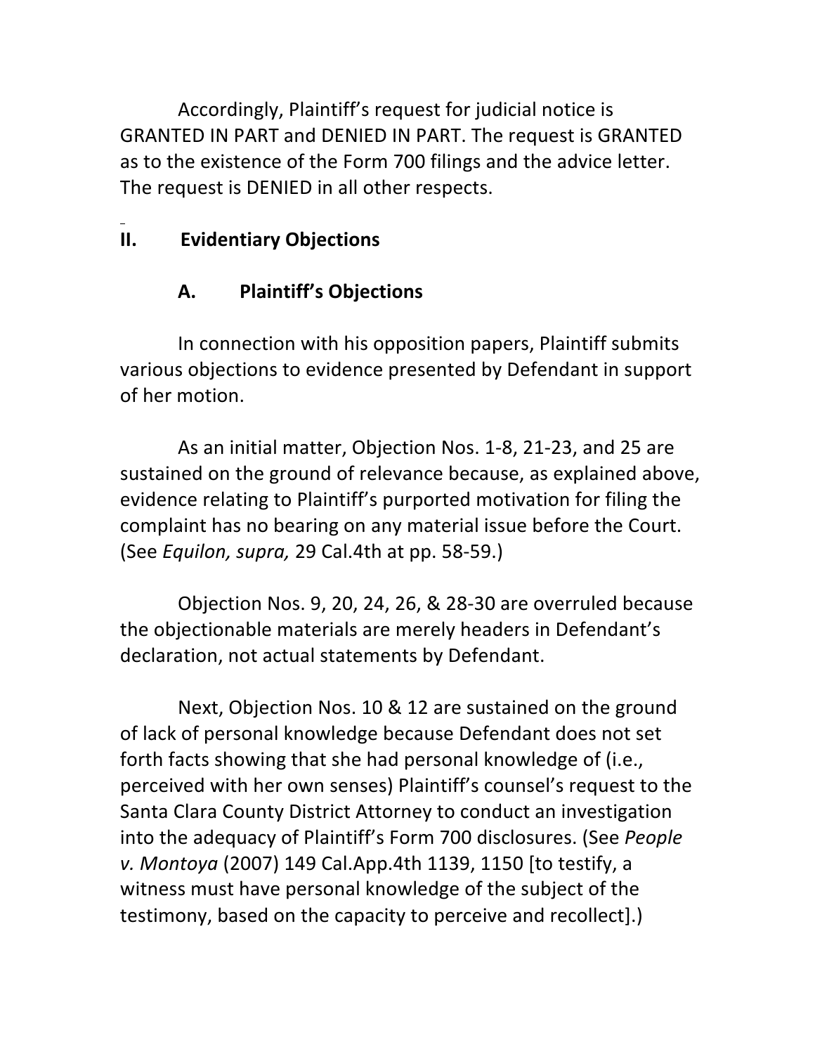Accordingly, Plaintiff's request for judicial notice is GRANTED IN PART and DENIED IN PART. The request is GRANTED as to the existence of the Form 700 filings and the advice letter. The request is DENIED in all other respects.

## II. Evidentiary Objections

### A. Plaintiff's Objections

In connection with his opposition papers, Plaintiff submits various objections to evidence presented by Defendant in support of her motion.

As an initial matter, Objection Nos. 1-8, 21-23, and 25 are sustained on the ground of relevance because, as explained above, evidence relating to Plaintiff's purported motivation for filing the complaint has no bearing on any material issue before the Court. (See *Equilon, supra,* 29 Cal.4th at pp. 58-59.)

Objection Nos. 9, 20, 24, 26, & 28-30 are overruled because the objectionable materials are merely headers in Defendant's declaration, not actual statements by Defendant.

Next, Objection Nos. 10 & 12 are sustained on the ground of lack of personal knowledge because Defendant does not set forth facts showing that she had personal knowledge of (i.e., perceived with her own senses) Plaintiff's counsel's request to the Santa Clara County District Attorney to conduct an investigation into the adequacy of Plaintiff's Form 700 disclosures. (See *People v. Montoya* (2007) 149 Cal.App.4th 1139, 1150 [to testify, a witness must have personal knowledge of the subject of the testimony, based on the capacity to perceive and recollect].)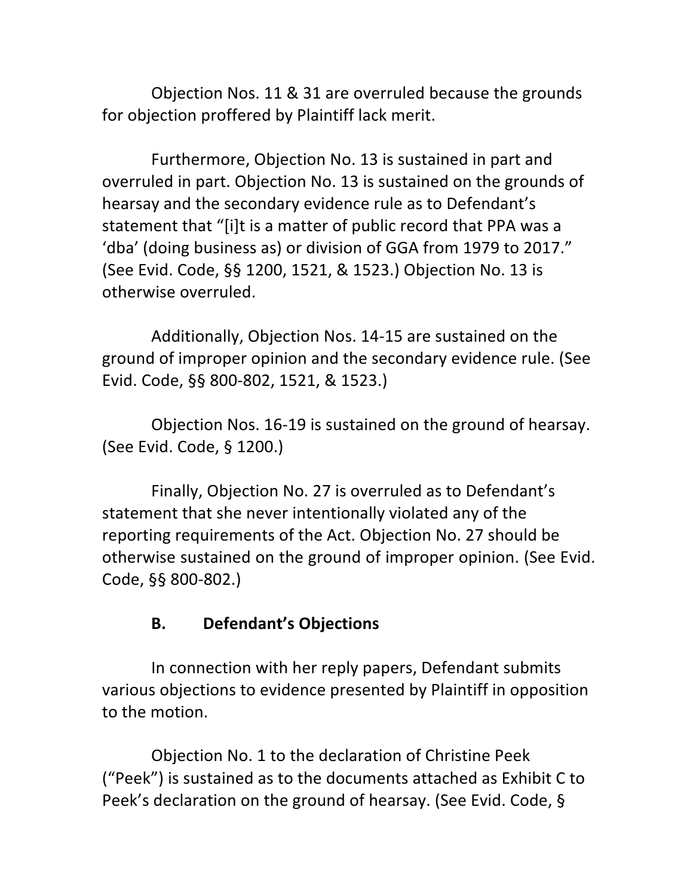Objection Nos. 11 & 31 are overruled because the grounds for objection proffered by Plaintiff lack merit.

Furthermore, Objection No. 13 is sustained in part and overruled in part. Objection No. 13 is sustained on the grounds of hearsay and the secondary evidence rule as to Defendant's statement that "[i]t is a matter of public record that PPA was a 'dba' (doing business as) or division of GGA from 1979 to 2017." (See Evid. Code, §§ 1200, 1521, & 1523.) Objection No. 13 is otherwise overruled.

Additionally, Objection Nos. 14-15 are sustained on the ground of improper opinion and the secondary evidence rule. (See Evid. Code, §§ 800-802, 1521, & 1523.)

Objection Nos. 16-19 is sustained on the ground of hearsay. (See Evid. Code, § 1200.)

Finally, Objection No. 27 is overruled as to Defendant's statement that she never intentionally violated any of the reporting requirements of the Act. Objection No. 27 should be otherwise sustained on the ground of improper opinion. (See Evid. Code, §§ 800-802.)

### B. Defendant's Objections

In connection with her reply papers, Defendant submits various objections to evidence presented by Plaintiff in opposition to the motion.

Objection No. 1 to the declaration of Christine Peek ("Peek") is sustained as to the documents attached as Exhibit C to Peek's declaration on the ground of hearsay. (See Evid. Code, §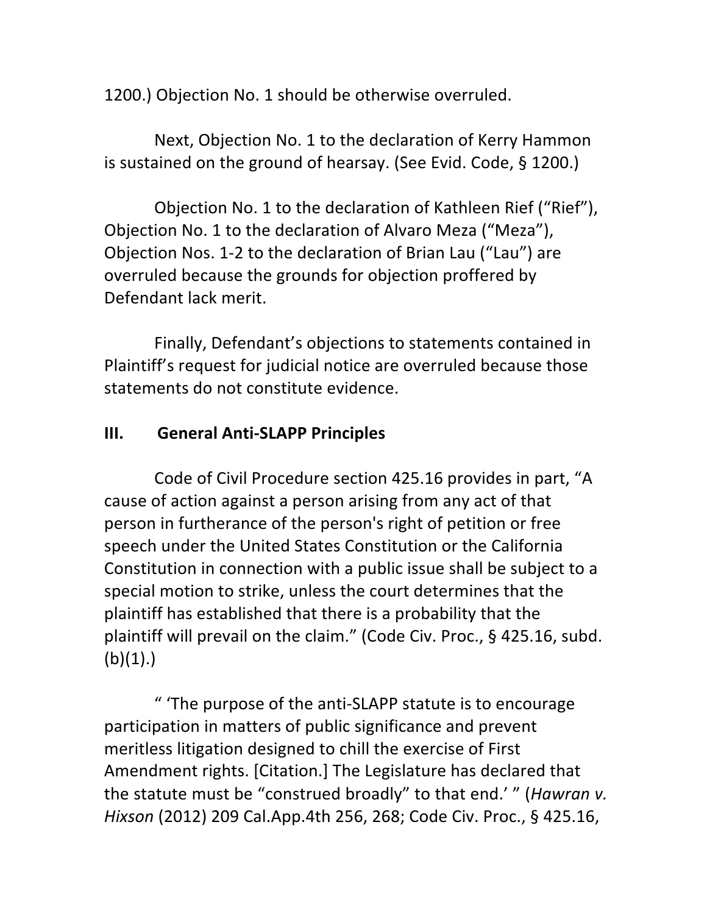1200.) Objection No. 1 should be otherwise overruled.

Next, Objection No. 1 to the declaration of Kerry Hammon is sustained on the ground of hearsay. (See Evid. Code, § 1200.)

Objection No. 1 to the declaration of Kathleen Rief ("Rief"), Objection No. 1 to the declaration of Alvaro Meza ("Meza"), Objection Nos. 1-2 to the declaration of Brian Lau ("Lau") are overruled because the grounds for objection proffered by Defendant lack merit.

Finally, Defendant's objections to statements contained in Plaintiff's request for judicial notice are overruled because those statements do not constitute evidence.

## III. General Anti-SLAPP Principles

Code of Civil Procedure section 425.16 provides in part, "A cause of action against a person arising from any act of that person in furtherance of the person's right of petition or free speech under the United States Constitution or the California Constitution in connection with a public issue shall be subject to a special motion to strike, unless the court determines that the plaintiff has established that there is a probability that the plaintiff will prevail on the claim." (Code Civ. Proc., § 425.16, subd. (b)(1).)

" 'The purpose of the anti-SLAPP statute is to encourage participation in matters of public significance and prevent meritless litigation designed to chill the exercise of First Amendment rights. [Citation.] The Legislature has declared that the statute must be "construed broadly" to that end.' " (*Hawran v. Hixson* (2012) 209 Cal.App.4th 256, 268; Code Civ. Proc., § 425.16,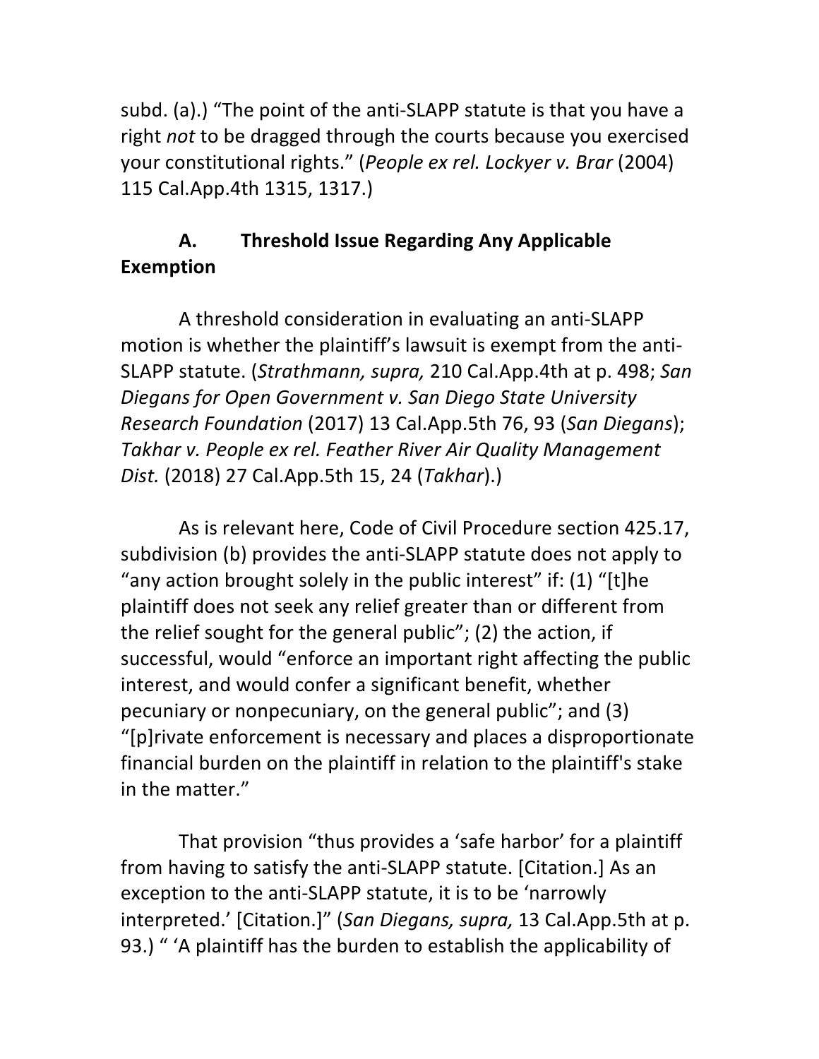subd. (a).) “The point of the anti-SLAPP statute is that you have a right *not* to be dragged through the courts because you exercised your constitutional rights.” (*People ex rel. Lockyer v. Brar* (2004) 115 Cal.App.4th 1315, 1317.)

### A. Threshold Issue Regarding Any Applicable Exemption

A threshold consideration in evaluating an anti-SLAPP motion is whether the plaintiff’s lawsuit is exempt from the anti-SLAPP statute. (*Strathmann, supra,* 210 Cal.App.4th at p. 498; *San Diegans for Open Government v. San Diego State University Research Foundation* (2017) 13 Cal.App.5th 76, 93 (*San Diegans*); *Takhar v. People ex rel. Feather River Air Quality Management Dist.* (2018) 27 Cal.App.5th 15, 24 (*Takhar*).)

As is relevant here, Code of Civil Procedure section 425.17, subdivision (b) provides the anti-SLAPP statute does not apply to “any action brought solely in the public interest” if: (1) “[t]he plaintiff does not seek any relief greater than or different from the relief sought for the general public”; (2) the action, if successful, would “enforce an important right affecting the public interest, and would confer a significant benefit, whether pecuniary or nonpecuniary, on the general public”; and (3) “[p]rivate enforcement is necessary and places a disproportionate financial burden on the plaintiff in relation to the plaintiff's stake in the matter.”

That provision “thus provides a ‘safe harbor’ for a plaintiff from having to satisfy the anti-SLAPP statute. [Citation.] As an exception to the anti-SLAPP statute, it is to be ‘narrowly interpreted.’ [Citation.]” (*San Diegans, supra,* 13 Cal.App.5th at p. 93.) “ ‘A plaintiff has the burden to establish the applicability of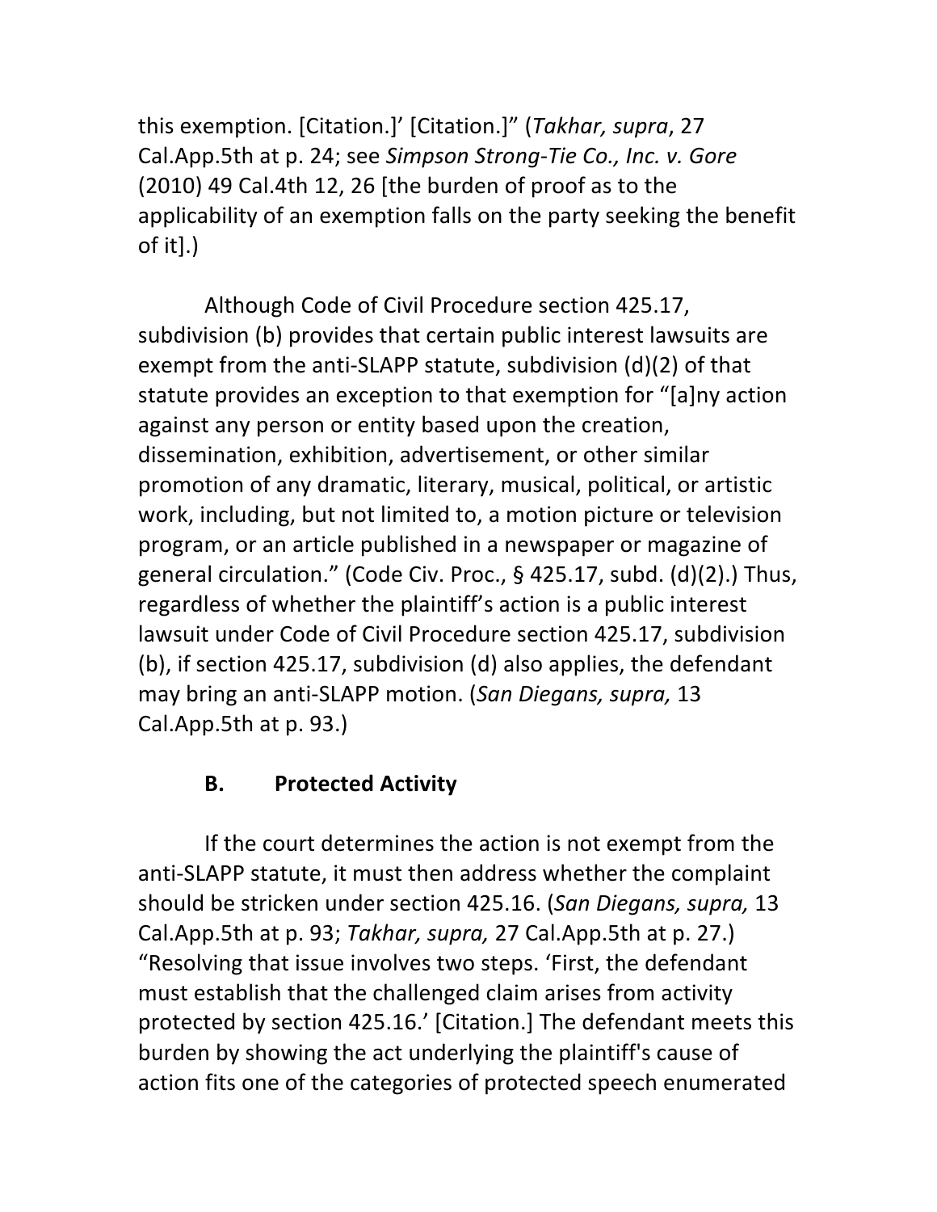this exemption. [Citation.]' [Citation.]" (*Takhar, supra*, 27 Cal.App.5th at p. 24; see *Simpson Strong-Tie Co., Inc. v. Gore* (2010) 49 Cal.4th 12, 26 [the burden of proof as to the applicability of an exemption falls on the party seeking the benefit of it].)

Although Code of Civil Procedure section 425.17, subdivision (b) provides that certain public interest lawsuits are exempt from the anti-SLAPP statute, subdivision (d)(2) of that statute provides an exception to that exemption for "[a]ny action against any person or entity based upon the creation, dissemination, exhibition, advertisement, or other similar promotion of any dramatic, literary, musical, political, or artistic work, including, but not limited to, a motion picture or television program, or an article published in a newspaper or magazine of general circulation." (Code Civ. Proc., § 425.17, subd. (d)(2).) Thus, regardless of whether the plaintiff's action is a public interest lawsuit under Code of Civil Procedure section 425.17, subdivision (b), if section 425.17, subdivision (d) also applies, the defendant may bring an anti-SLAPP motion. (*San Diegans, supra,* 13 Cal.App.5th at p. 93.)

### B. Protected Activity

If the court determines the action is not exempt from the anti-SLAPP statute, it must then address whether the complaint should be stricken under section 425.16. (*San Diegans, supra,* 13 Cal.App.5th at p. 93; *Takhar, supra,* 27 Cal.App.5th at p. 27.) "Resolving that issue involves two steps. 'First, the defendant must establish that the challenged claim arises from activity protected by section 425.16.' [Citation.] The defendant meets this burden by showing the act underlying the plaintiff's cause of action fits one of the categories of protected speech enumerated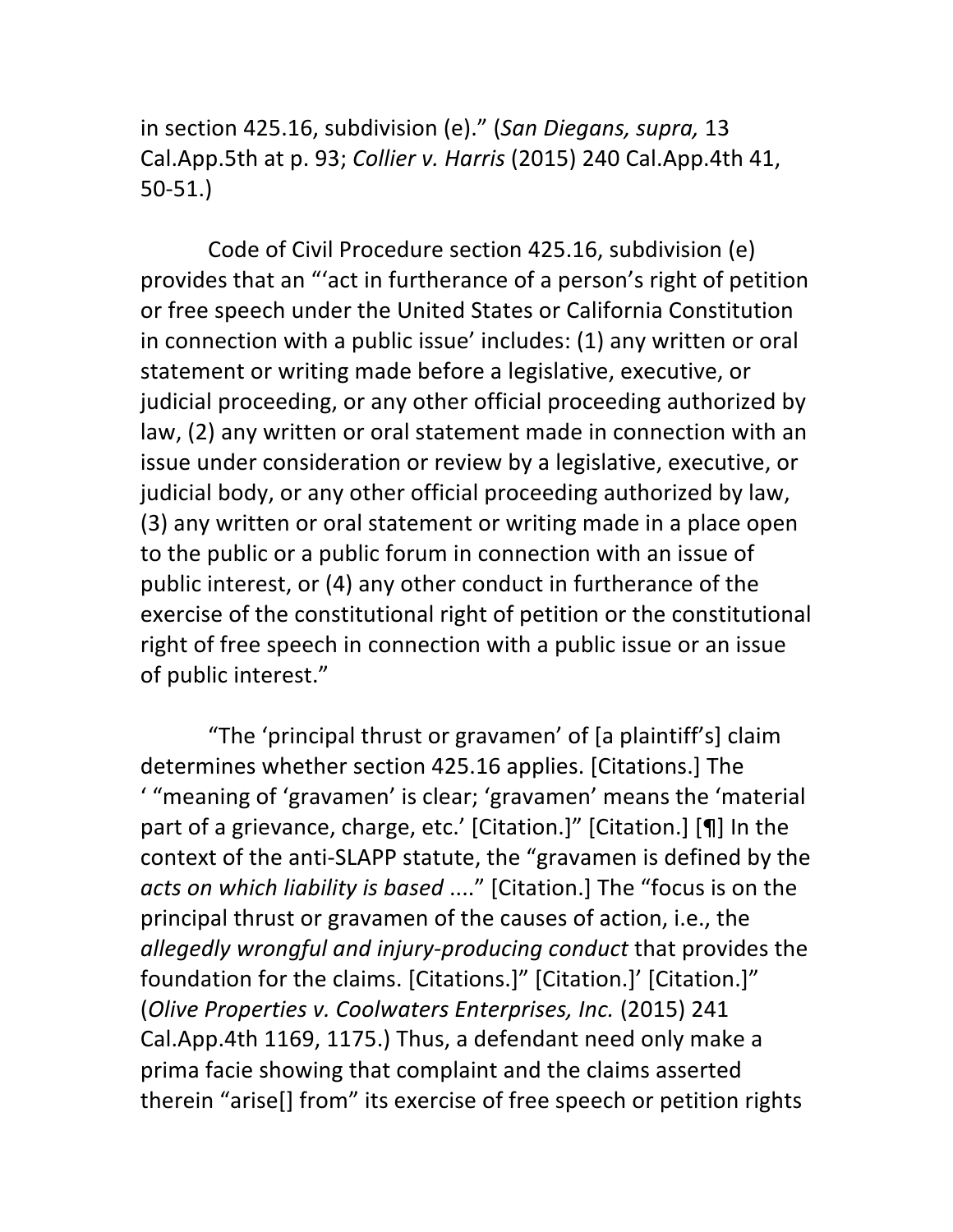in section 425.16, subdivision (e).” (*San Diegans, supra,* 13 Cal.App.5th at p. 93; *Collier v. Harris* (2015) 240 Cal.App.4th 41, 50-51.)

Code of Civil Procedure section 425.16, subdivision (e) provides that an “‘act in furtherance of a person’s right of petition or free speech under the United States or California Constitution in connection with a public issue’ includes: (1) any written or oral statement or writing made before a legislative, executive, or judicial proceeding, or any other official proceeding authorized by law, (2) any written or oral statement made in connection with an issue under consideration or review by a legislative, executive, or judicial body, or any other official proceeding authorized by law, (3) any written or oral statement or writing made in a place open to the public or a public forum in connection with an issue of public interest, or (4) any other conduct in furtherance of the exercise of the constitutional right of petition or the constitutional right of free speech in connection with a public issue or an issue of public interest.”

“The ‘principal thrust or gravamen’ of [a plaintiff’s] claim determines whether section 425.16 applies. [Citations.] The ‘ “meaning of ‘gravamen’ is clear; ‘gravamen’ means the ‘material part of a grievance, charge, etc.’ [Citation.]” [Citation.] [¶] In the context of the anti-SLAPP statute, the “gravamen is defined by the *acts on which liability is based* ....” [Citation.] The “focus is on the principal thrust or gravamen of the causes of action, i.e., the *allegedly wrongful and injury-producing conduct* that provides the foundation for the claims. [Citations.]” [Citation.]’ [Citation.]” (*Olive Properties v. Coolwaters Enterprises, Inc.* (2015) 241 Cal.App.4th 1169, 1175.) Thus, a defendant need only make a prima facie showing that complaint and the claims asserted therein “arise[] from” its exercise of free speech or petition rights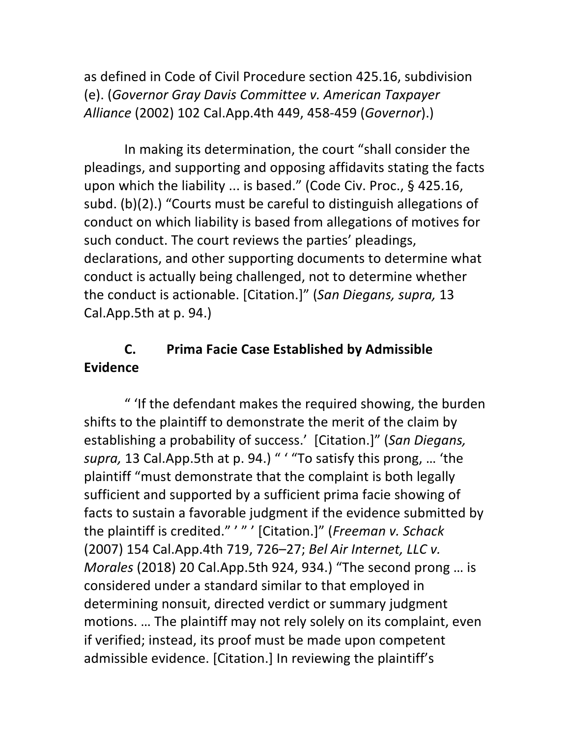as defined in Code of Civil Procedure section 425.16, subdivision (e). (*Governor Gray Davis Committee v. American Taxpayer Alliance* (2002) 102 Cal.App.4th 449, 458-459 (*Governor*).)

In making its determination, the court "shall consider the pleadings, and supporting and opposing affidavits stating the facts upon which the liability ... is based." (Code Civ. Proc., § 425.16, subd. (b)(2).) "Courts must be careful to distinguish allegations of conduct on which liability is based from allegations of motives for such conduct. The court reviews the parties' pleadings, declarations, and other supporting documents to determine what conduct is actually being challenged, not to determine whether the conduct is actionable. [Citation.]" (*San Diegans, supra,* 13 Cal.App.5th at p. 94.)

### C. Prima Facie Case Established by Admissible Evidence

" 'If the defendant makes the required showing, the burden shifts to the plaintiff to demonstrate the merit of the claim by establishing a probability of success.' [Citation.]" (*San Diegans, supra,* 13 Cal.App.5th at p. 94.) " ' "To satisfy this prong, … 'the plaintiff "must demonstrate that the complaint is both legally sufficient and supported by a sufficient prima facie showing of facts to sustain a favorable judgment if the evidence submitted by the plaintiff is credited." ' " ' [Citation.]" (*Freeman v. Schack* (2007) 154 Cal.App.4th 719, 726–27; *Bel Air Internet, LLC v. Morales* (2018) 20 Cal.App.5th 924, 934.) "The second prong … is considered under a standard similar to that employed in determining nonsuit, directed verdict or summary judgment motions. … The plaintiff may not rely solely on its complaint, even if verified; instead, its proof must be made upon competent admissible evidence. [Citation.] In reviewing the plaintiff's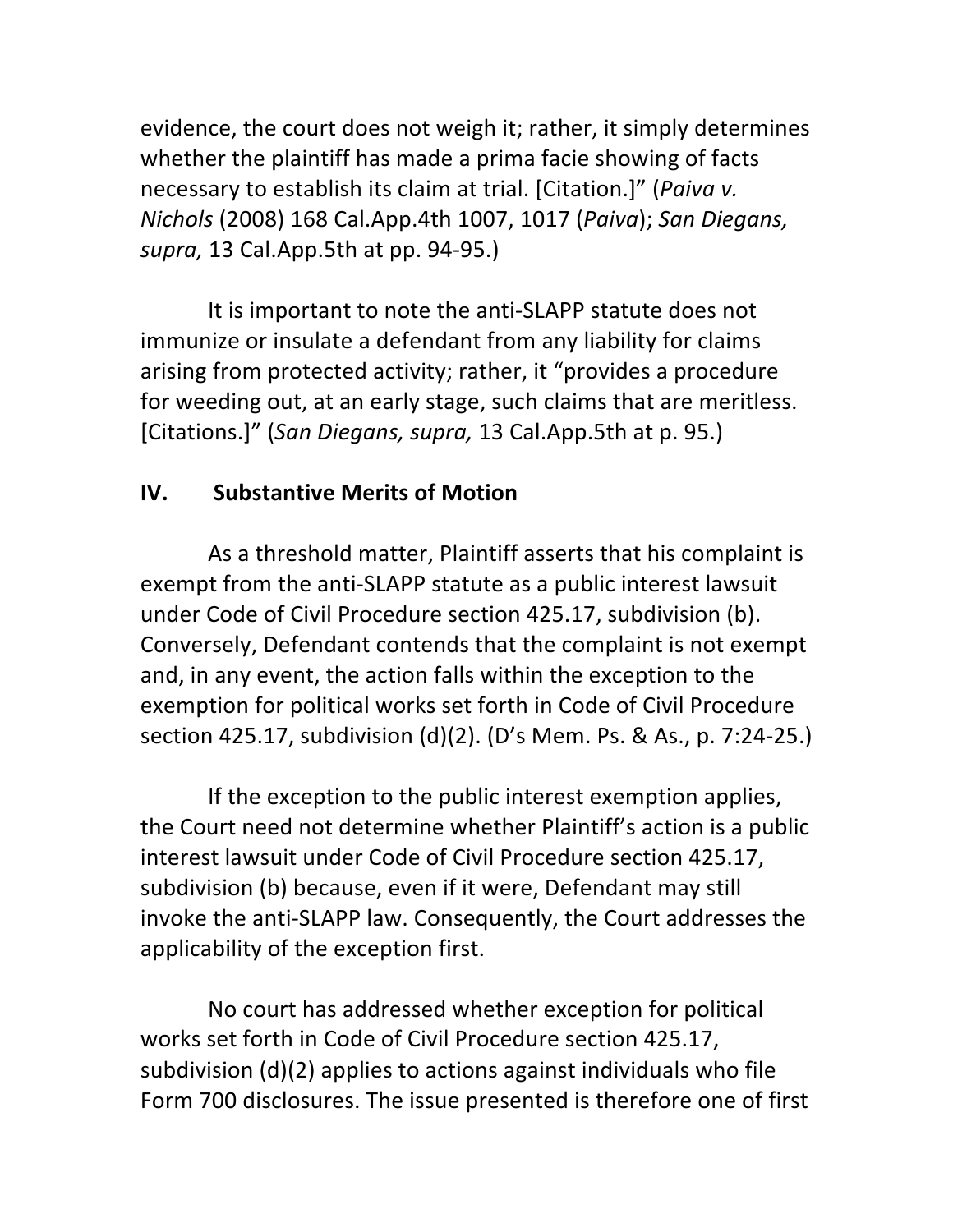evidence, the court does not weigh it; rather, it simply determines whether the plaintiff has made a prima facie showing of facts necessary to establish its claim at trial. [Citation.]" (*Paiva v. Nichols* (2008) 168 Cal.App.4th 1007, 1017 (*Paiva*); *San Diegans, supra,* 13 Cal.App.5th at pp. 94-95.)

It is important to note the anti-SLAPP statute does not immunize or insulate a defendant from any liability for claims arising from protected activity; rather, it "provides a procedure for weeding out, at an early stage, such claims that are meritless. [Citations.]" (*San Diegans, supra,* 13 Cal.App.5th at p. 95.)

## IV. Substantive Merits of Motion

As a threshold matter, Plaintiff asserts that his complaint is exempt from the anti-SLAPP statute as a public interest lawsuit under Code of Civil Procedure section 425.17, subdivision (b). Conversely, Defendant contends that the complaint is not exempt and, in any event, the action falls within the exception to the exemption for political works set forth in Code of Civil Procedure section 425.17, subdivision (d)(2). (D's Mem. Ps. & As., p. 7:24-25.)

If the exception to the public interest exemption applies, the Court need not determine whether Plaintiff's action is a public interest lawsuit under Code of Civil Procedure section 425.17, subdivision (b) because, even if it were, Defendant may still invoke the anti-SLAPP law. Consequently, the Court addresses the applicability of the exception first.

No court has addressed whether exception for political works set forth in Code of Civil Procedure section 425.17, subdivision (d)(2) applies to actions against individuals who file Form 700 disclosures. The issue presented is therefore one of first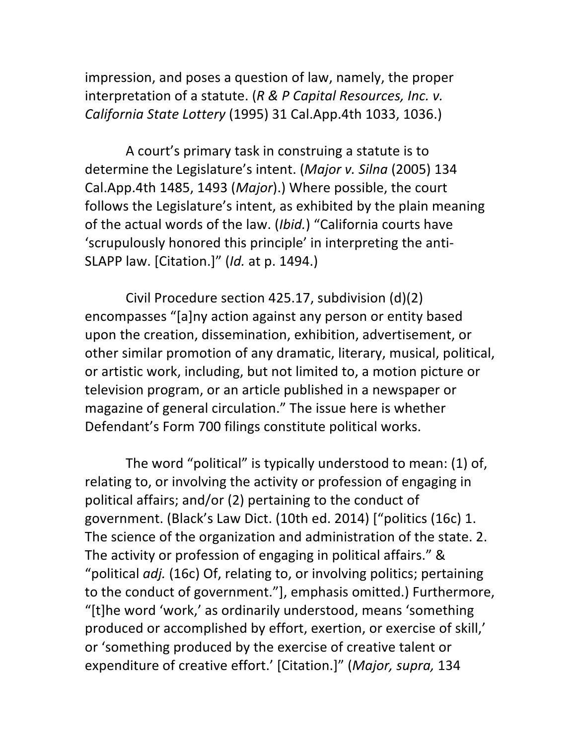impression, and poses a question of law, namely, the proper interpretation of a statute. (*R & P Capital Resources, Inc. v. California State Lottery* (1995) 31 Cal.App.4th 1033, 1036.)

A court's primary task in construing a statute is to determine the Legislature's intent. (*Major v. Silna* (2005) 134 Cal.App.4th 1485, 1493 (*Major*).) Where possible, the court follows the Legislature's intent, as exhibited by the plain meaning of the actual words of the law. (*Ibid.*) "California courts have 'scrupulously honored this principle' in interpreting the anti-SLAPP law. [Citation.]" (*Id.* at p. 1494.)

Civil Procedure section 425.17, subdivision (d)(2) encompasses "[a]ny action against any person or entity based upon the creation, dissemination, exhibition, advertisement, or other similar promotion of any dramatic, literary, musical, political, or artistic work, including, but not limited to, a motion picture or television program, or an article published in a newspaper or magazine of general circulation." The issue here is whether Defendant's Form 700 filings constitute political works.

The word "political" is typically understood to mean: (1) of, relating to, or involving the activity or profession of engaging in political affairs; and/or (2) pertaining to the conduct of government. (Black's Law Dict. (10th ed. 2014) ["politics (16c) 1. The science of the organization and administration of the state. 2. The activity or profession of engaging in political affairs." & "political *adj.* (16c) Of, relating to, or involving politics; pertaining to the conduct of government."], emphasis omitted.) Furthermore, "[t]he word 'work,' as ordinarily understood, means 'something produced or accomplished by effort, exertion, or exercise of skill,' or 'something produced by the exercise of creative talent or expenditure of creative effort.' [Citation.]" (*Major, supra,* 134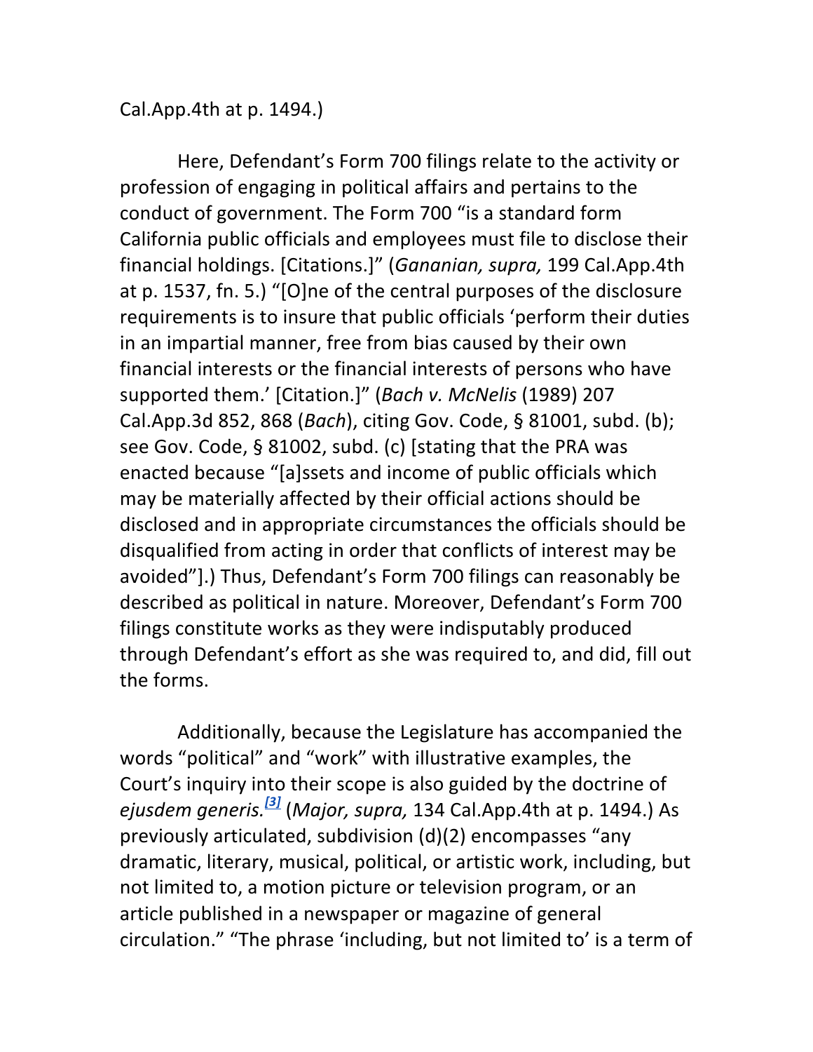Cal.App.4th at p. 1494.)

Here, Defendant's Form 700 filings relate to the activity or profession of engaging in political affairs and pertains to the conduct of government. The Form 700 "is a standard form California public officials and employees must file to disclose their financial holdings. [Citations.]" (*Gananian, supra,* 199 Cal.App.4th at p. 1537, fn. 5.) "[O]ne of the central purposes of the disclosure requirements is to insure that public officials 'perform their duties in an impartial manner, free from bias caused by their own financial interests or the financial interests of persons who have supported them.' [Citation.]" (*Bach v. McNelis* (1989) 207 Cal.App.3d 852, 868 (*Bach*), citing Gov. Code, § 81001, subd. (b); see Gov. Code, § 81002, subd. (c) [stating that the PRA was enacted because "[a]ssets and income of public officials which may be materially affected by their official actions should be disclosed and in appropriate circumstances the officials should be disqualified from acting in order that conflicts of interest may be avoided"].) Thus, Defendant's Form 700 filings can reasonably be described as political in nature. Moreover, Defendant's Form 700 filings constitute works as they were indisputably produced through Defendant's effort as she was required to, and did, fill out the forms.

Additionally, because the Legislature has accompanied the words "political" and "work" with illustrative examples, the Court's inquiry into their scope is also guided by the doctrine of *ejusdem generis.*[3] (*Major, supra,* 134 Cal.App.4th at p. 1494.) As previously articulated, subdivision (d)(2) encompasses "any dramatic, literary, musical, political, or artistic work, including, but not limited to, a motion picture or television program, or an article published in a newspaper or magazine of general circulation." "The phrase 'including, but not limited to' is a term of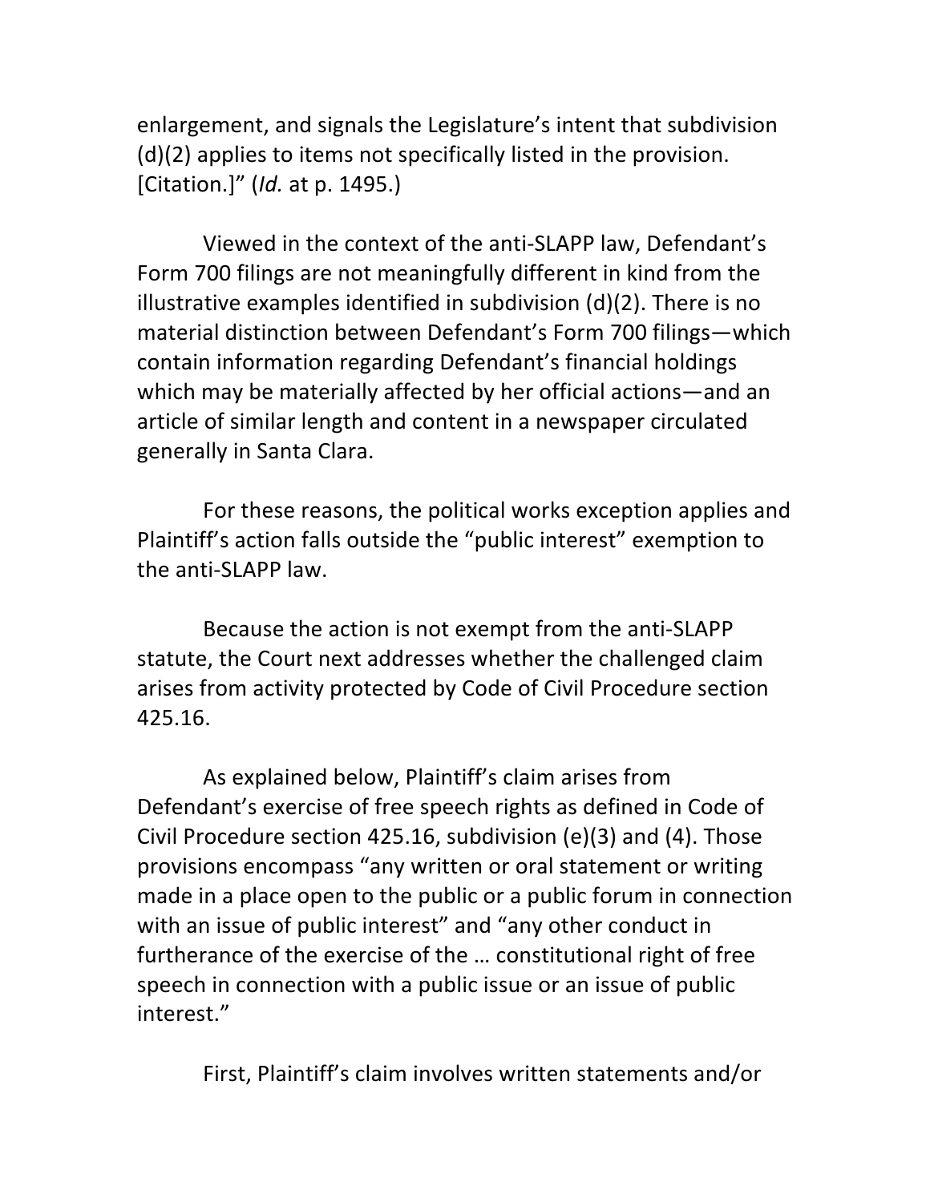enlargement, and signals the Legislature's intent that subdivision (d)(2) applies to items not specifically listed in the provision. [Citation.]" (*Id.* at p. 1495.)

Viewed in the context of the anti-SLAPP law, Defendant's Form 700 filings are not meaningfully different in kind from the illustrative examples identified in subdivision (d)(2). There is no material distinction between Defendant's Form 700 filings—which contain information regarding Defendant's financial holdings which may be materially affected by her official actions—and an article of similar length and content in a newspaper circulated generally in Santa Clara.

For these reasons, the political works exception applies and Plaintiff's action falls outside the "public interest" exemption to the anti-SLAPP law.

Because the action is not exempt from the anti-SLAPP statute, the Court next addresses whether the challenged claim arises from activity protected by Code of Civil Procedure section 425.16.

As explained below, Plaintiff's claim arises from Defendant's exercise of free speech rights as defined in Code of Civil Procedure section 425.16, subdivision (e)(3) and (4). Those provisions encompass "any written or oral statement or writing made in a place open to the public or a public forum in connection with an issue of public interest" and "any other conduct in furtherance of the exercise of the … constitutional right of free speech in connection with a public issue or an issue of public interest."

First, Plaintiff's claim involves written statements and/or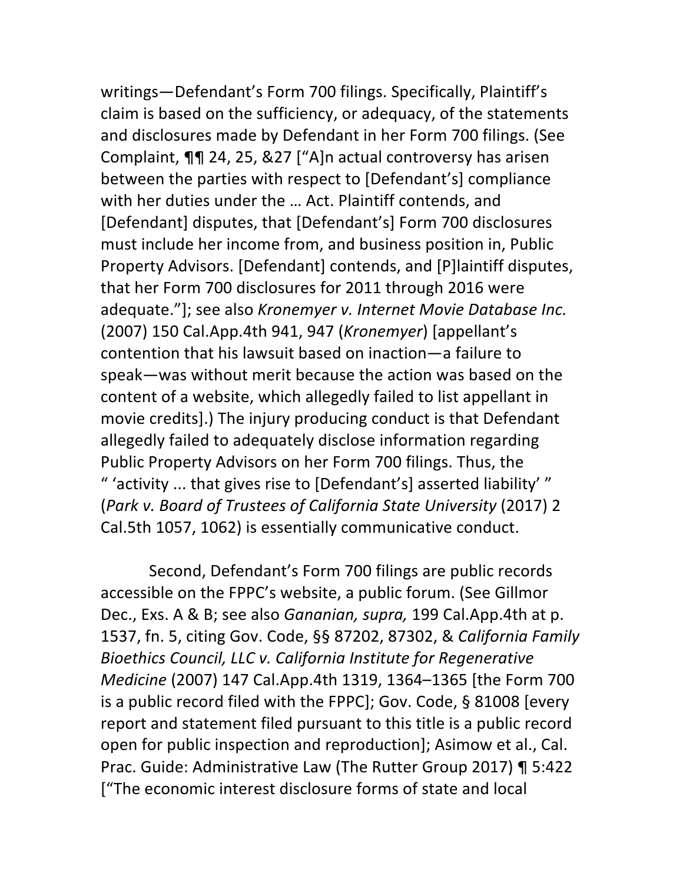writings—Defendant's Form 700 filings. Specifically, Plaintiff's claim is based on the sufficiency, or adequacy, of the statements and disclosures made by Defendant in her Form 700 filings. (See Complaint, ¶¶ 24, 25, &27 ["A]n actual controversy has arisen between the parties with respect to [Defendant's] compliance with her duties under the … Act. Plaintiff contends, and [Defendant] disputes, that [Defendant's] Form 700 disclosures must include her income from, and business position in, Public Property Advisors. [Defendant] contends, and [P]laintiff disputes, that her Form 700 disclosures for 2011 through 2016 were adequate."]; see also *Kronemyer v. Internet Movie Database Inc.* (2007) 150 Cal.App.4th 941, 947 (*Kronemyer*) [appellant's contention that his lawsuit based on inaction—a failure to speak—was without merit because the action was based on the content of a website, which allegedly failed to list appellant in movie credits].) The injury producing conduct is that Defendant allegedly failed to adequately disclose information regarding Public Property Advisors on her Form 700 filings. Thus, the " 'activity ... that gives rise to [Defendant's] asserted liability' " (*Park v. Board of Trustees of California State University* (2017) 2 Cal.5th 1057, 1062) is essentially communicative conduct.

Second, Defendant's Form 700 filings are public records accessible on the FPPC's website, a public forum. (See Gillmor Dec., Exs. A & B; see also *Gananian, supra,* 199 Cal.App.4th at p. 1537, fn. 5, citing Gov. Code, §§ 87202, 87302, & *California Family Bioethics Council, LLC v. California Institute for Regenerative Medicine* (2007) 147 Cal.App.4th 1319, 1364–1365 [the Form 700 is a public record filed with the FPPC]; Gov. Code, § 81008 [every report and statement filed pursuant to this title is a public record open for public inspection and reproduction]; Asimow et al., Cal. Prac. Guide: Administrative Law (The Rutter Group 2017) ¶ 5:422 ["The economic interest disclosure forms of state and local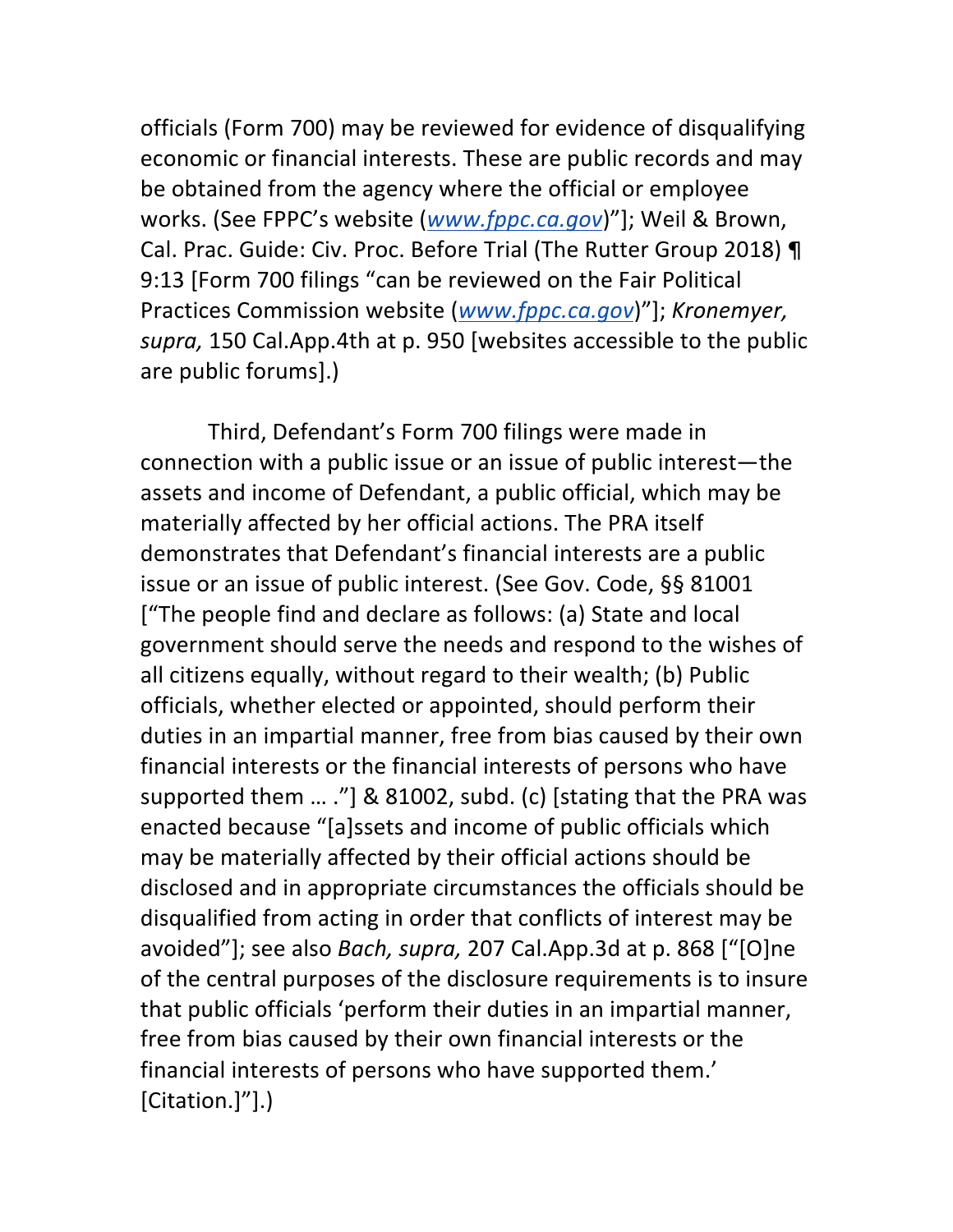officials (Form 700) may be reviewed for evidence of disqualifying economic or financial interests. These are public records and may be obtained from the agency where the official or employee works. (See FPPC's website (*www.fppc.ca.gov*)"]; Weil & Brown, Cal. Prac. Guide: Civ. Proc. Before Trial (The Rutter Group 2018) ¶ 9:13 [Form 700 filings "can be reviewed on the Fair Political Practices Commission website (*www.fppc.ca.gov*)"]; *Kronemyer, supra,* 150 Cal.App.4th at p. 950 [websites accessible to the public are public forums].)

Third, Defendant's Form 700 filings were made in connection with a public issue or an issue of public interest—the assets and income of Defendant, a public official, which may be materially affected by her official actions. The PRA itself demonstrates that Defendant's financial interests are a public issue or an issue of public interest. (See Gov. Code, §§ 81001 ["The people find and declare as follows: (a) State and local government should serve the needs and respond to the wishes of all citizens equally, without regard to their wealth; (b) Public officials, whether elected or appointed, should perform their duties in an impartial manner, free from bias caused by their own financial interests or the financial interests of persons who have supported them … ."] & 81002, subd. (c) [stating that the PRA was enacted because "[a]ssets and income of public officials which may be materially affected by their official actions should be disclosed and in appropriate circumstances the officials should be disqualified from acting in order that conflicts of interest may be avoided"]; see also *Bach, supra,* 207 Cal.App.3d at p. 868 ["[O]ne of the central purposes of the disclosure requirements is to insure that public officials 'perform their duties in an impartial manner, free from bias caused by their own financial interests or the financial interests of persons who have supported them.' [Citation.]"].)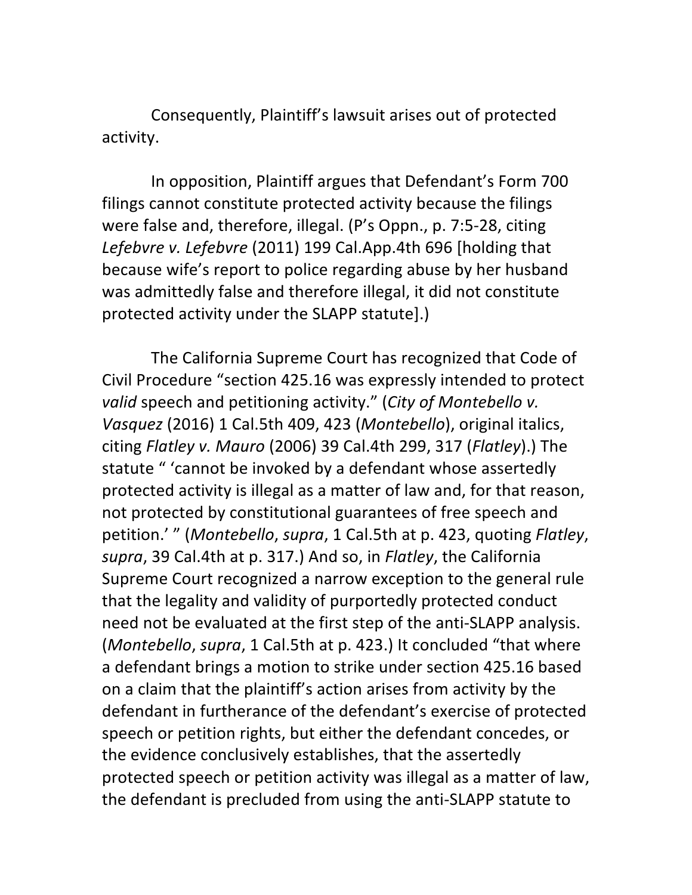Consequently, Plaintiff's lawsuit arises out of protected activity.

In opposition, Plaintiff argues that Defendant's Form 700 filings cannot constitute protected activity because the filings were false and, therefore, illegal. (P's Oppn., p. 7:5-28, citing *Lefebvre v. Lefebvre* (2011) 199 Cal.App.4th 696 [holding that because wife's report to police regarding abuse by her husband was admittedly false and therefore illegal, it did not constitute protected activity under the SLAPP statute].)

The California Supreme Court has recognized that Code of Civil Procedure "section 425.16 was expressly intended to protect *valid* speech and petitioning activity." (*City of Montebello v. Vasquez* (2016) 1 Cal.5th 409, 423 (*Montebello*), original italics, citing *Flatley v. Mauro* (2006) 39 Cal.4th 299, 317 (*Flatley*).) The statute " 'cannot be invoked by a defendant whose assertedly protected activity is illegal as a matter of law and, for that reason, not protected by constitutional guarantees of free speech and petition.' " (*Montebello*, *supra*, 1 Cal.5th at p. 423, quoting *Flatley*, *supra*, 39 Cal.4th at p. 317.) And so, in *Flatley*, the California Supreme Court recognized a narrow exception to the general rule that the legality and validity of purportedly protected conduct need not be evaluated at the first step of the anti-SLAPP analysis. (*Montebello*, *supra*, 1 Cal.5th at p. 423.) It concluded "that where a defendant brings a motion to strike under section 425.16 based on a claim that the plaintiff's action arises from activity by the defendant in furtherance of the defendant's exercise of protected speech or petition rights, but either the defendant concedes, or the evidence conclusively establishes, that the assertedly protected speech or petition activity was illegal as a matter of law, the defendant is precluded from using the anti-SLAPP statute to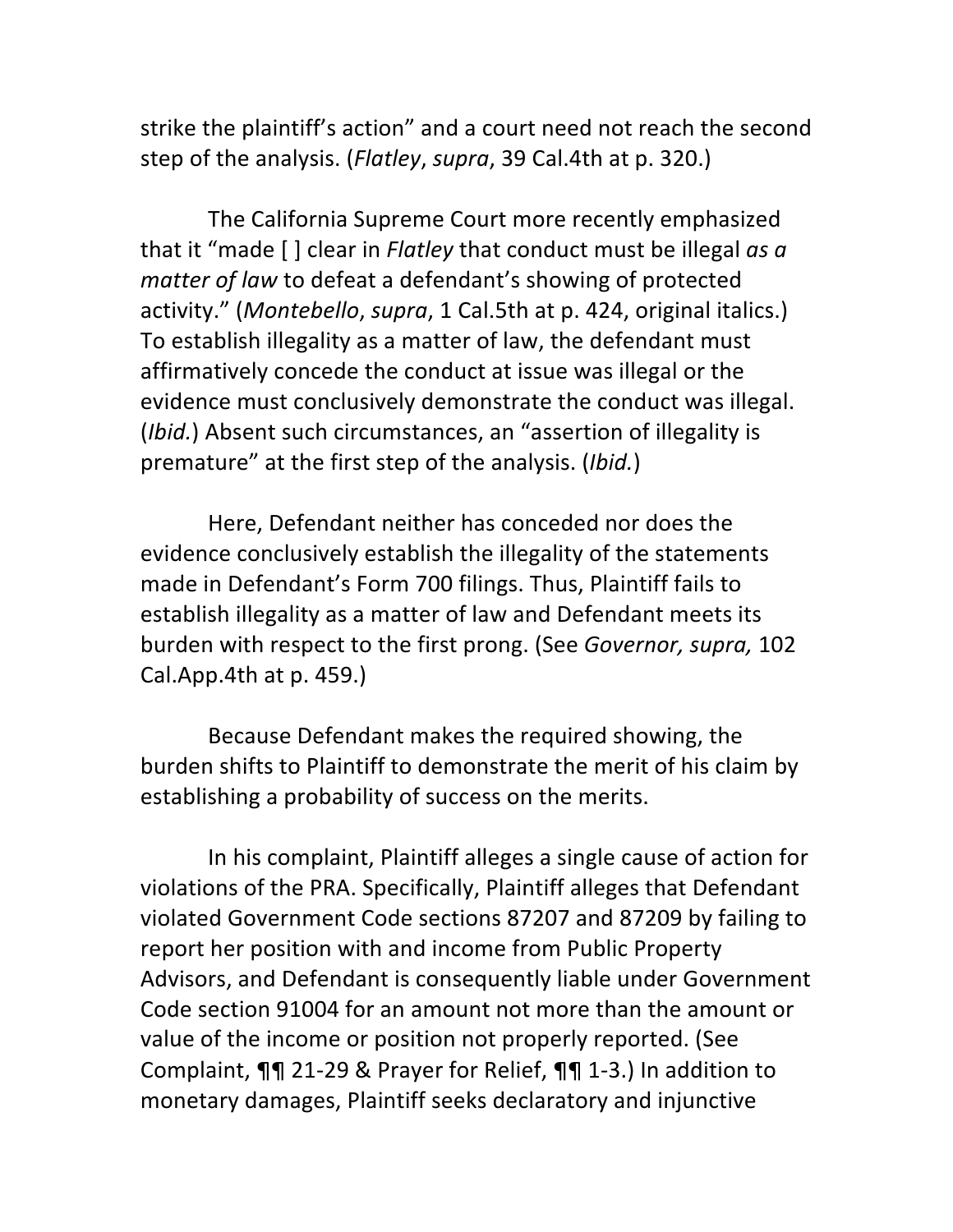strike the plaintiff's action" and a court need not reach the second step of the analysis. (*Flatley*, *supra*, 39 Cal.4th at p. 320.)

The California Supreme Court more recently emphasized that it "made [ ] clear in *Flatley* that conduct must be illegal *as a matter of law* to defeat a defendant's showing of protected activity." (*Montebello*, *supra*, 1 Cal.5th at p. 424, original italics.) To establish illegality as a matter of law, the defendant must affirmatively concede the conduct at issue was illegal or the evidence must conclusively demonstrate the conduct was illegal. (*Ibid.*) Absent such circumstances, an "assertion of illegality is premature" at the first step of the analysis. (*Ibid.*)

Here, Defendant neither has conceded nor does the evidence conclusively establish the illegality of the statements made in Defendant's Form 700 filings. Thus, Plaintiff fails to establish illegality as a matter of law and Defendant meets its burden with respect to the first prong. (See *Governor, supra,* 102 Cal.App.4th at p. 459.)

Because Defendant makes the required showing, the burden shifts to Plaintiff to demonstrate the merit of his claim by establishing a probability of success on the merits.

In his complaint, Plaintiff alleges a single cause of action for violations of the PRA. Specifically, Plaintiff alleges that Defendant violated Government Code sections 87207 and 87209 by failing to report her position with and income from Public Property Advisors, and Defendant is consequently liable under Government Code section 91004 for an amount not more than the amount or value of the income or position not properly reported. (See Complaint, ¶¶ 21-29 & Prayer for Relief, ¶¶ 1-3.) In addition to monetary damages, Plaintiff seeks declaratory and injunctive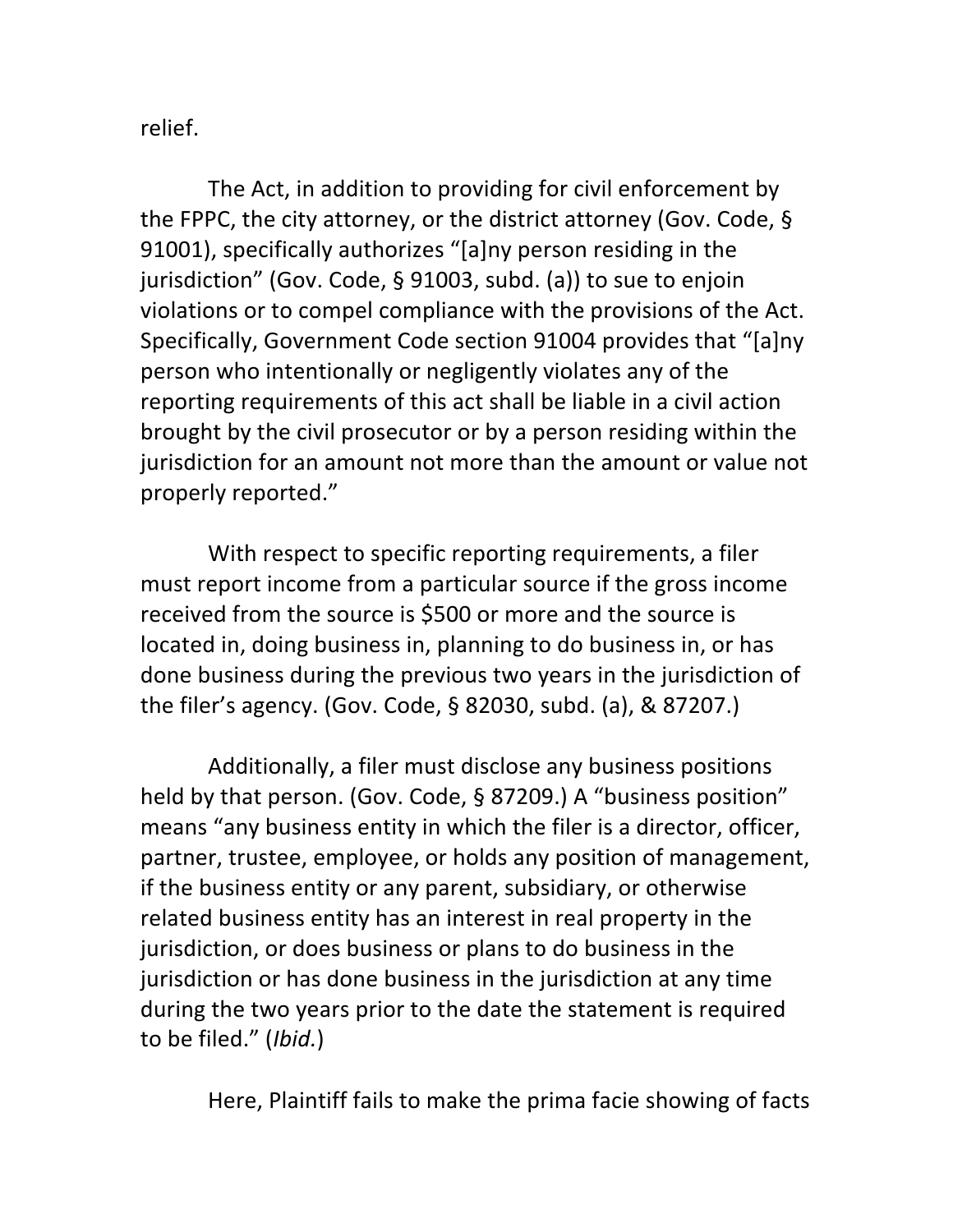relief.

The Act, in addition to providing for civil enforcement by the FPPC, the city attorney, or the district attorney (Gov. Code, § 91001), specifically authorizes "[a]ny person residing in the jurisdiction" (Gov. Code, § 91003, subd. (a)) to sue to enjoin violations or to compel compliance with the provisions of the Act. Specifically, Government Code section 91004 provides that "[a]ny person who intentionally or negligently violates any of the reporting requirements of this act shall be liable in a civil action brought by the civil prosecutor or by a person residing within the jurisdiction for an amount not more than the amount or value not properly reported."

With respect to specific reporting requirements, a filer must report income from a particular source if the gross income received from the source is $500 or more and the source is located in, doing business in, planning to do business in, or has done business during the previous two years in the jurisdiction of the filer's agency. (Gov. Code, § 82030, subd. (a), & 87207.)

Additionally, a filer must disclose any business positions held by that person. (Gov. Code, § 87209.) A "business position" means "any business entity in which the filer is a director, officer, partner, trustee, employee, or holds any position of management, if the business entity or any parent, subsidiary, or otherwise related business entity has an interest in real property in the jurisdiction, or does business or plans to do business in the jurisdiction or has done business in the jurisdiction at any time during the two years prior to the date the statement is required to be filed." (*Ibid.*)

Here, Plaintiff fails to make the prima facie showing of facts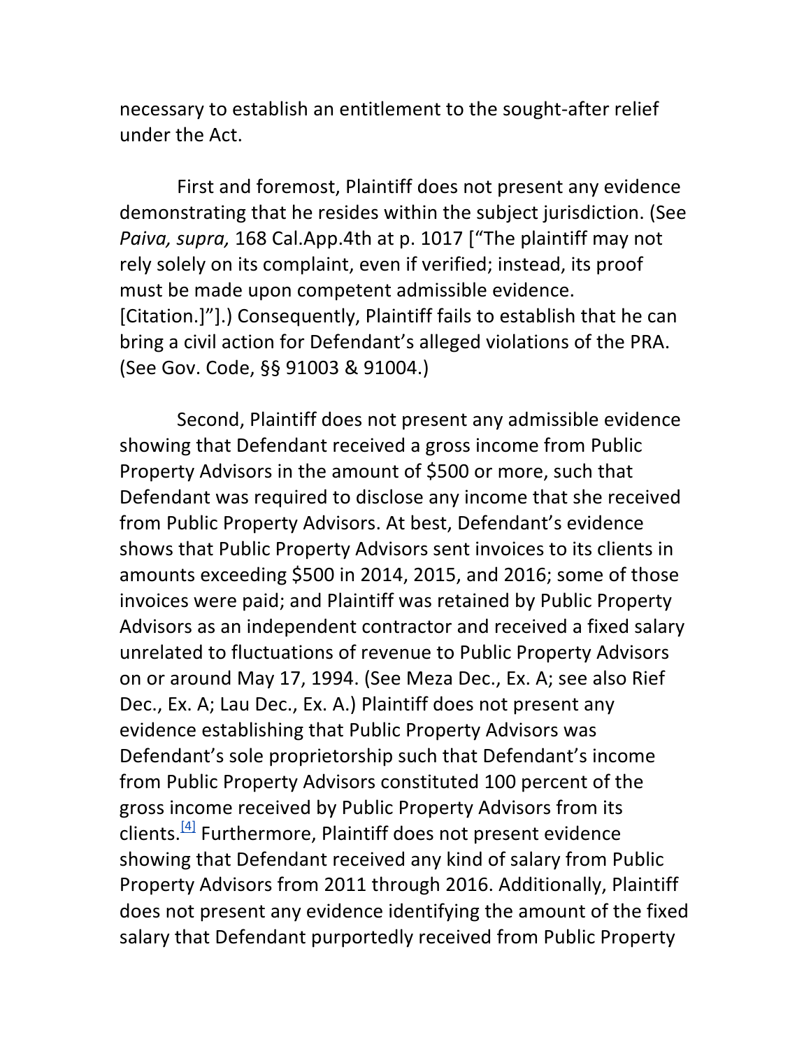necessary to establish an entitlement to the sought-after relief under the Act.

First and foremost, Plaintiff does not present any evidence demonstrating that he resides within the subject jurisdiction. (See *Paiva, supra,* 168 Cal.App.4th at p. 1017 ["The plaintiff may not rely solely on its complaint, even if verified; instead, its proof must be made upon competent admissible evidence. [Citation.]"].) Consequently, Plaintiff fails to establish that he can bring a civil action for Defendant's alleged violations of the PRA. (See Gov. Code, §§ 91003 & 91004.)

Second, Plaintiff does not present any admissible evidence showing that Defendant received a gross income from Public Property Advisors in the amount of $500 or more, such that Defendant was required to disclose any income that she received from Public Property Advisors. At best, Defendant's evidence shows that Public Property Advisors sent invoices to its clients in amounts exceeding $500 in 2014, 2015, and 2016; some of those invoices were paid; and Plaintiff was retained by Public Property Advisors as an independent contractor and received a fixed salary unrelated to fluctuations of revenue to Public Property Advisors on or around May 17, 1994. (See Meza Dec., Ex. A; see also Rief Dec., Ex. A; Lau Dec., Ex. A.) Plaintiff does not present any evidence establishing that Public Property Advisors was Defendant's sole proprietorship such that Defendant's income from Public Property Advisors constituted 100 percent of the gross income received by Public Property Advisors from its clients.[4] Furthermore, Plaintiff does not present evidence showing that Defendant received any kind of salary from Public Property Advisors from 2011 through 2016. Additionally, Plaintiff does not present any evidence identifying the amount of the fixed salary that Defendant purportedly received from Public Property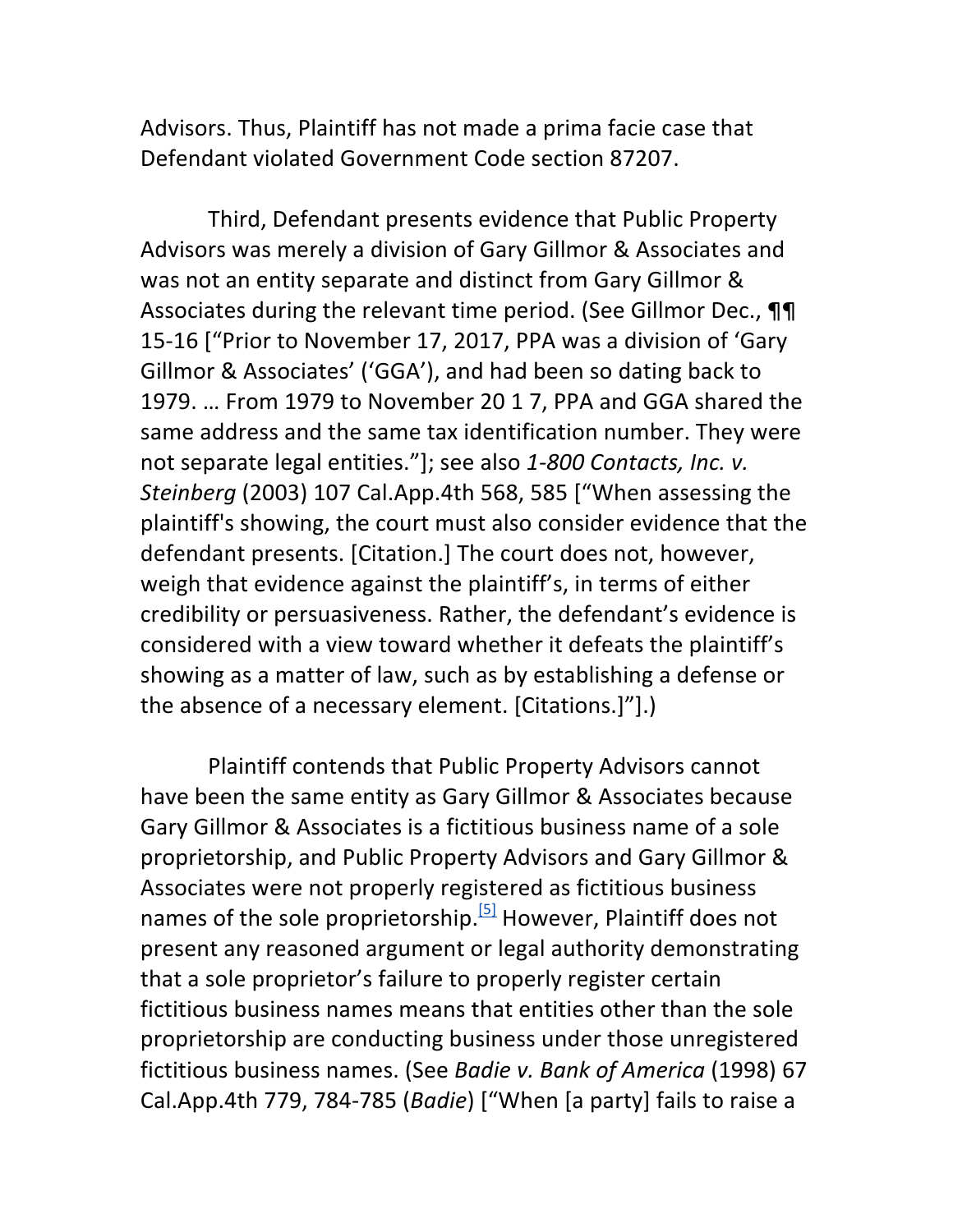Advisors. Thus, Plaintiff has not made a prima facie case that Defendant violated Government Code section 87207.

Third, Defendant presents evidence that Public Property Advisors was merely a division of Gary Gillmor & Associates and was not an entity separate and distinct from Gary Gillmor & Associates during the relevant time period. (See Gillmor Dec., ¶¶ 15-16 ["Prior to November 17, 2017, PPA was a division of 'Gary Gillmor & Associates' ('GGA'), and had been so dating back to 1979. … From 1979 to November 20 1 7, PPA and GGA shared the same address and the same tax identification number. They were not separate legal entities."]; see also *1-800 Contacts, Inc. v. Steinberg* (2003) 107 Cal.App.4th 568, 585 ["When assessing the plaintiff's showing, the court must also consider evidence that the defendant presents. [Citation.] The court does not, however, weigh that evidence against the plaintiff's, in terms of either credibility or persuasiveness. Rather, the defendant's evidence is considered with a view toward whether it defeats the plaintiff's showing as a matter of law, such as by establishing a defense or the absence of a necessary element. [Citations.]"].)

Plaintiff contends that Public Property Advisors cannot have been the same entity as Gary Gillmor & Associates because Gary Gillmor & Associates is a fictitious business name of a sole proprietorship, and Public Property Advisors and Gary Gillmor & Associates were not properly registered as fictitious business names of the sole proprietorship.[5] However, Plaintiff does not present any reasoned argument or legal authority demonstrating that a sole proprietor's failure to properly register certain fictitious business names means that entities other than the sole proprietorship are conducting business under those unregistered fictitious business names. (See *Badie v. Bank of America* (1998) 67 Cal.App.4th 779, 784-785 (*Badie*) ["When [a party] fails to raise a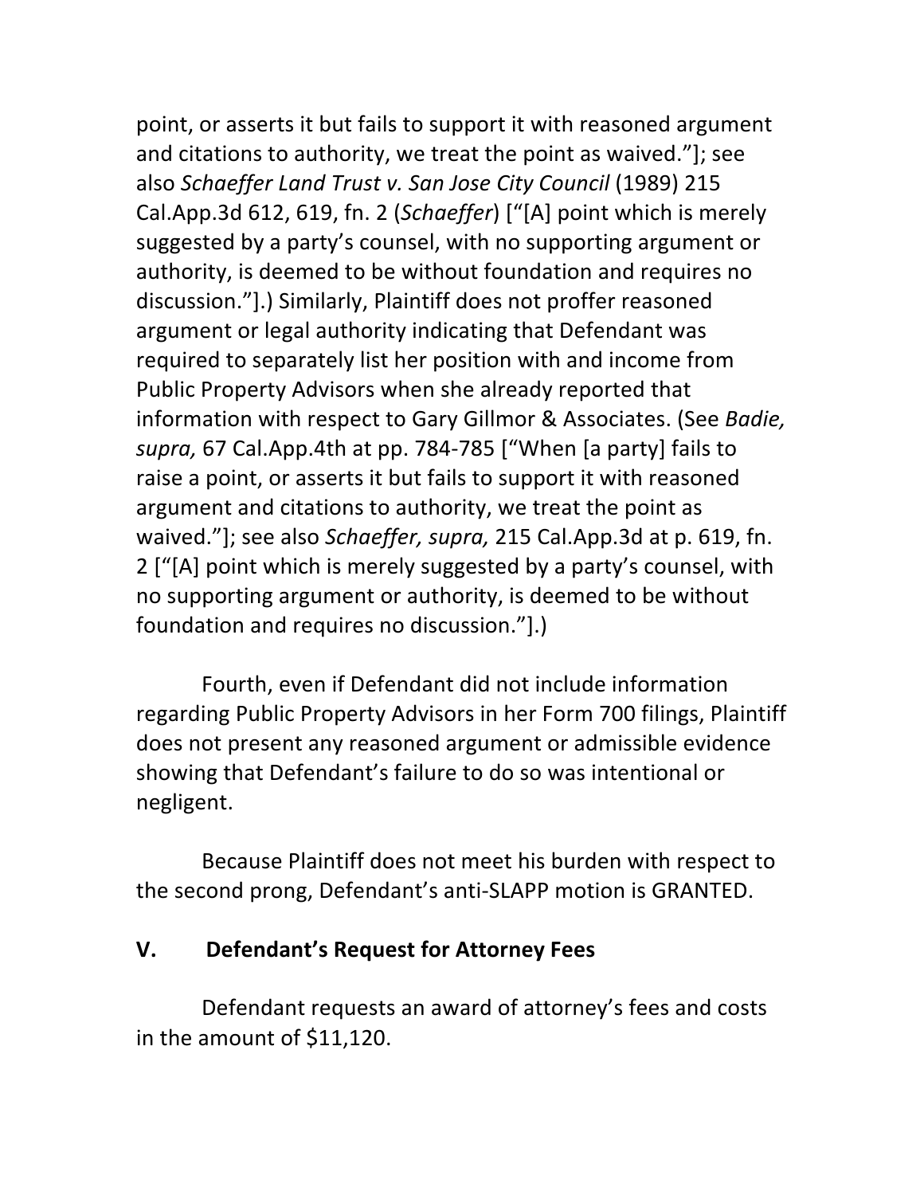point, or asserts it but fails to support it with reasoned argument and citations to authority, we treat the point as waived."]; see also *Schaeffer Land Trust v. San Jose City Council* (1989) 215 Cal.App.3d 612, 619, fn. 2 (*Schaeffer*) ["[A] point which is merely suggested by a party's counsel, with no supporting argument or authority, is deemed to be without foundation and requires no discussion."].) Similarly, Plaintiff does not proffer reasoned argument or legal authority indicating that Defendant was required to separately list her position with and income from Public Property Advisors when she already reported that information with respect to Gary Gillmor & Associates. (See *Badie, supra,* 67 Cal.App.4th at pp. 784-785 ["When [a party] fails to raise a point, or asserts it but fails to support it with reasoned argument and citations to authority, we treat the point as waived."]; see also *Schaeffer, supra,* 215 Cal.App.3d at p. 619, fn. 2 ["[A] point which is merely suggested by a party's counsel, with no supporting argument or authority, is deemed to be without foundation and requires no discussion."].)

Fourth, even if Defendant did not include information regarding Public Property Advisors in her Form 700 filings, Plaintiff does not present any reasoned argument or admissible evidence showing that Defendant's failure to do so was intentional or negligent.

Because Plaintiff does not meet his burden with respect to the second prong, Defendant's anti-SLAPP motion is GRANTED.

## V. Defendant's Request for Attorney Fees

Defendant requests an award of attorney's fees and costs in the amount of $11,120.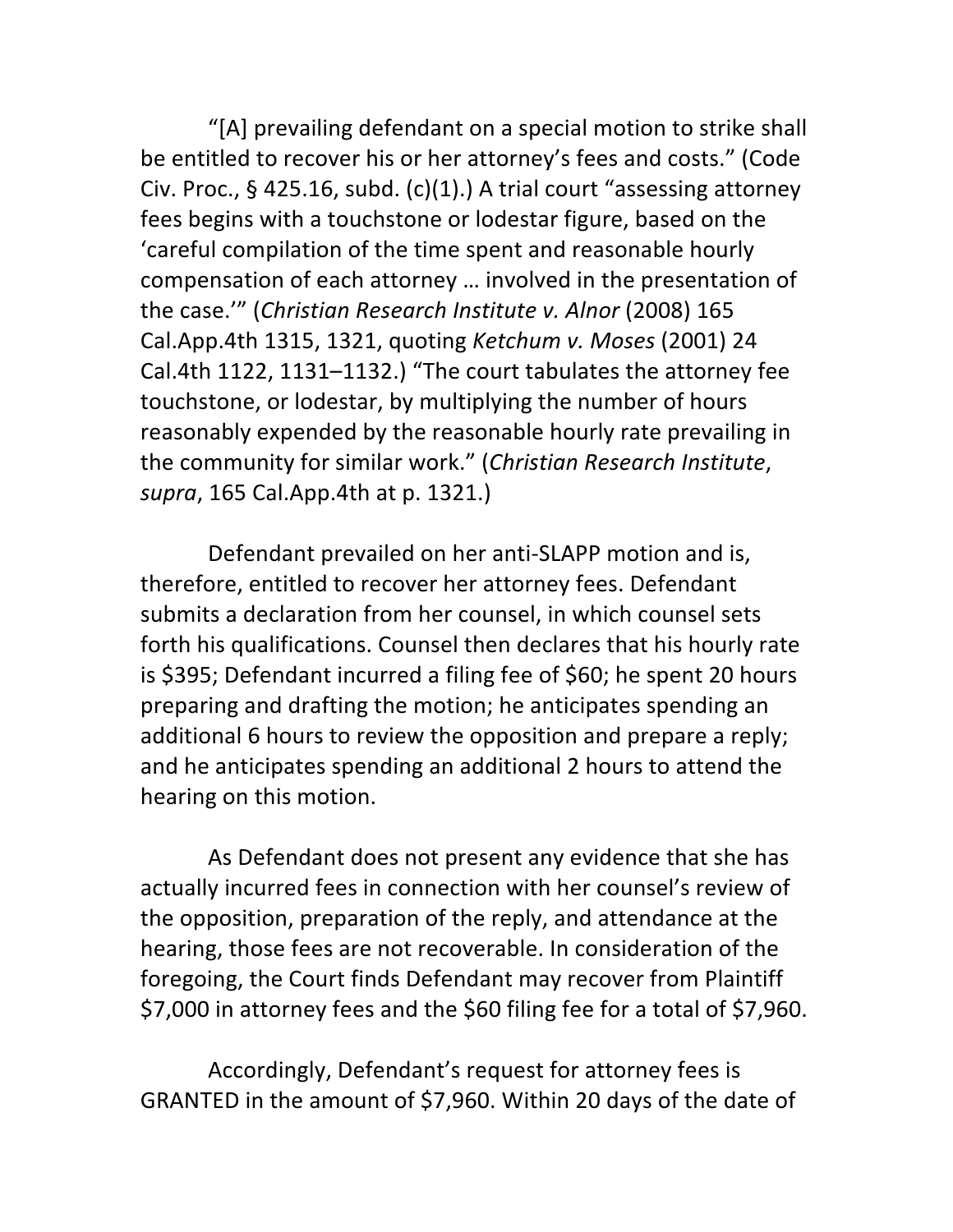"[A] prevailing defendant on a special motion to strike shall be entitled to recover his or her attorney's fees and costs." (Code Civ. Proc., § 425.16, subd. (c)(1).) A trial court "assessing attorney fees begins with a touchstone or lodestar figure, based on the 'careful compilation of the time spent and reasonable hourly compensation of each attorney … involved in the presentation of the case.'" (*Christian Research Institute v. Alnor* (2008) 165 Cal.App.4th 1315, 1321, quoting *Ketchum v. Moses* (2001) 24 Cal.4th 1122, 1131–1132.) "The court tabulates the attorney fee touchstone, or lodestar, by multiplying the number of hours reasonably expended by the reasonable hourly rate prevailing in the community for similar work." (*Christian Research Institute*, *supra*, 165 Cal.App.4th at p. 1321.)

Defendant prevailed on her anti-SLAPP motion and is, therefore, entitled to recover her attorney fees. Defendant submits a declaration from her counsel, in which counsel sets forth his qualifications. Counsel then declares that his hourly rate is $395; Defendant incurred a filing fee of $60; he spent 20 hours preparing and drafting the motion; he anticipates spending an additional 6 hours to review the opposition and prepare a reply; and he anticipates spending an additional 2 hours to attend the hearing on this motion.

As Defendant does not present any evidence that she has actually incurred fees in connection with her counsel's review of the opposition, preparation of the reply, and attendance at the hearing, those fees are not recoverable. In consideration of the foregoing, the Court finds Defendant may recover from Plaintiff $7,000 in attorney fees and the $60 filing fee for a total of $7,960.

Accordingly, Defendant's request for attorney fees is GRANTED in the amount of $7,960. Within 20 days of the date of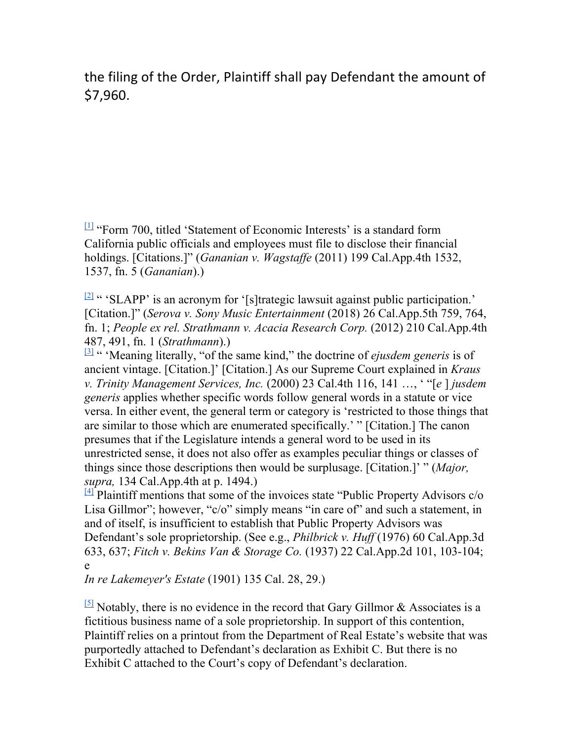the filing of the Order, Plaintiff shall pay Defendant the amount of $7,960.

[1] "Form 700, titled 'Statement of Economic Interests' is a standard form California public officials and employees must file to disclose their financial holdings. [Citations.]" (*Gananian v. Wagstaffe* (2011) 199 Cal.App.4th 1532, 1537, fn. 5 (*Gananian*).)

[2] " 'SLAPP' is an acronym for '[s]trategic lawsuit against public participation.' [Citation.]" (*Serova v. Sony Music Entertainment* (2018) 26 Cal.App.5th 759, 764, fn. 1; *People ex rel. Strathmann v. Acacia Research Corp.* (2012) 210 Cal.App.4th 487, 491, fn. 1 (*Strathmann*).)

[3] " 'Meaning literally, "of the same kind," the doctrine of *ejusdem generis* is of ancient vintage. [Citation.]' [Citation.] As our Supreme Court explained in *Kraus v. Trinity Management Services, Inc.* (2000) 23 Cal.4th 116, 141 …, ' "[*e* ] *jusdem generis* applies whether specific words follow general words in a statute or vice versa. In either event, the general term or category is 'restricted to those things that are similar to those which are enumerated specifically.' " [Citation.] The canon presumes that if the Legislature intends a general word to be used in its unrestricted sense, it does not also offer as examples peculiar things or classes of things since those descriptions then would be surplusage. [Citation.]' " (*Major, supra,* 134 Cal.App.4th at p. 1494.)

[4] Plaintiff mentions that some of the invoices state "Public Property Advisors c/o Lisa Gillmor"; however, "c/o" simply means "in care of" and such a statement, in and of itself, is insufficient to establish that Public Property Advisors was Defendant's sole proprietorship. (See e.g., *Philbrick v. Huff* (1976) 60 Cal.App.3d 633, 637; *Fitch v. Bekins Van & Storage Co.* (1937) 22 Cal.App.2d 101, 103-104; e
*In re Lakemeyer's Estate* (1901) 135 Cal. 28, 29.)

[5] Notably, there is no evidence in the record that Gary Gillmor & Associates is a fictitious business name of a sole proprietorship. In support of this contention, Plaintiff relies on a printout from the Department of Real Estate's website that was purportedly attached to Defendant's declaration as Exhibit C. But there is no Exhibit C attached to the Court's copy of Defendant's declaration.